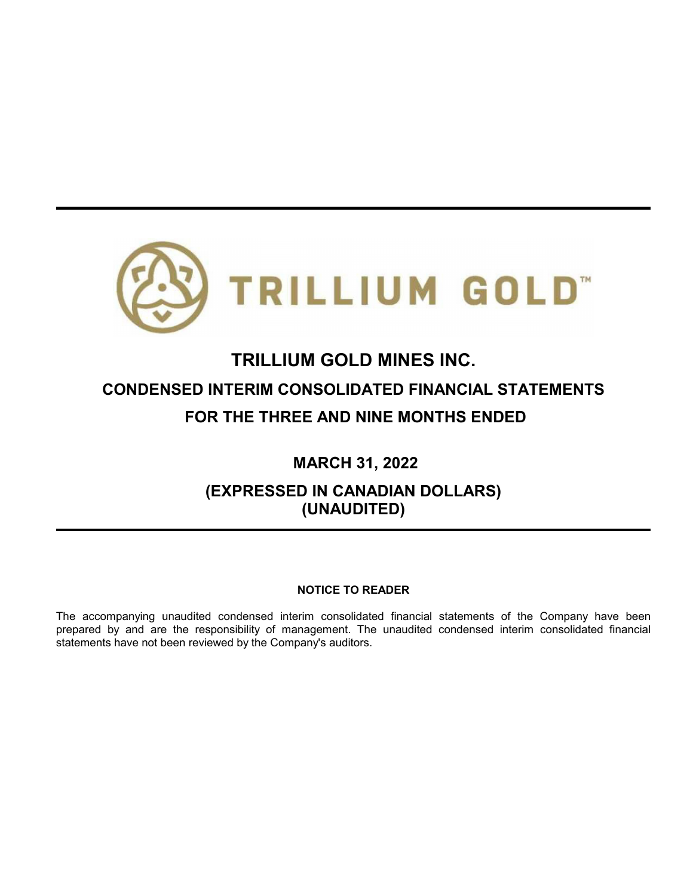TRILLIUM GOLD™

# TRILLIUM GOLD MINES INC.

## CONDENSED INTERIM CONSOLIDATED FINANCIAL STATEMENTS

## FOR THE THREE AND NINE MONTHS ENDED

## MARCH 31, 2022

## (EXPRESSED IN CANADIAN DOLLARS) (UNAUDITED)

**NOTICE TO READER**

The accompanying unaudited condensed interim consolidated financial statements of the Company have been prepared by and are the responsibility of management. The unaudited condensed interim consolidated financial statements have not been reviewed by the Company's auditors.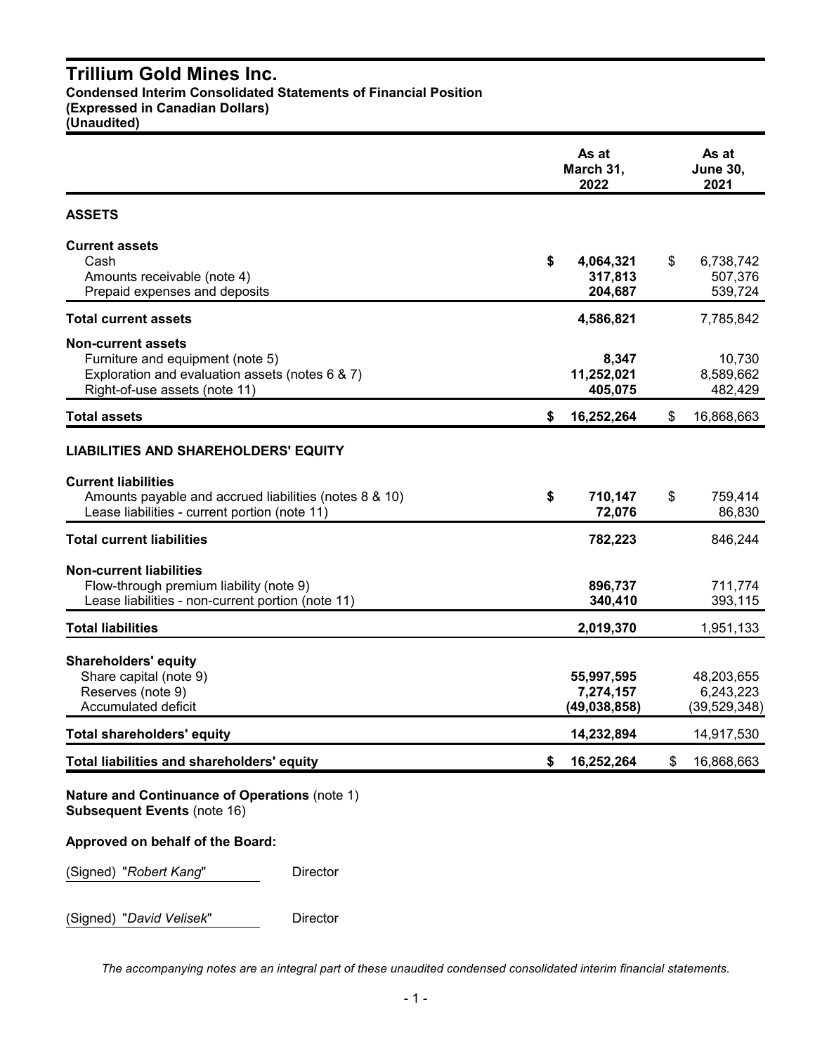# Trillium Gold Mines Inc.

**Condensed Interim Consolidated Statements of Financial Position**
**(Expressed in Canadian Dollars)**
**(Unaudited)**

| | As at March 31, 2022 | As at June 30, 2021 |
|---|---|---|
| **ASSETS** | | |
| **Current assets** | | |
| Cash | **$ 4,064,321** | $ 6,738,742 |
| Amounts receivable (note 4) | **317,813** | 507,376 |
| Prepaid expenses and deposits | **204,687** | 539,724 |
| **Total current assets** | **4,586,821** | 7,785,842 |
| **Non-current assets** | | |
| Furniture and equipment (note 5) | **8,347** | 10,730 |
| Exploration and evaluation assets (notes 6 & 7) | **11,252,021** | 8,589,662 |
| Right-of-use assets (note 11) | **405,075** | 482,429 |
| **Total assets** | **$ 16,252,264** | $ 16,868,663 |
| **LIABILITIES AND SHAREHOLDERS' EQUITY** | | |
| **Current liabilities** | | |
| Amounts payable and accrued liabilities (notes 8 & 10) | **$ 710,147** | $ 759,414 |
| Lease liabilities - current portion (note 11) | **72,076** | 86,830 |
| **Total current liabilities** | **782,223** | 846,244 |
| **Non-current liabilities** | | |
| Flow-through premium liability (note 9) | **896,737** | 711,774 |
| Lease liabilities - non-current portion (note 11) | **340,410** | 393,115 |
| **Total liabilities** | **2,019,370** | 1,951,133 |
| **Shareholders' equity** | | |
| Share capital (note 9) | **55,997,595** | 48,203,655 |
| Reserves (note 9) | **7,274,157** | 6,243,223 |
| Accumulated deficit | **(49,038,858)** | (39,529,348) |
| **Total shareholders' equity** | **14,232,894** | 14,917,530 |
| **Total liabilities and shareholders' equity** | **$ 16,252,264** | $ 16,868,663 |

**Nature and Continuance of Operations** (note 1)
**Subsequent Events** (note 16)

**Approved on behalf of the Board:**

(Signed) "*Robert Kang*" Director

(Signed) "*David Velisek*" Director

*The accompanying notes are an integral part of these unaudited condensed consolidated interim financial statements.*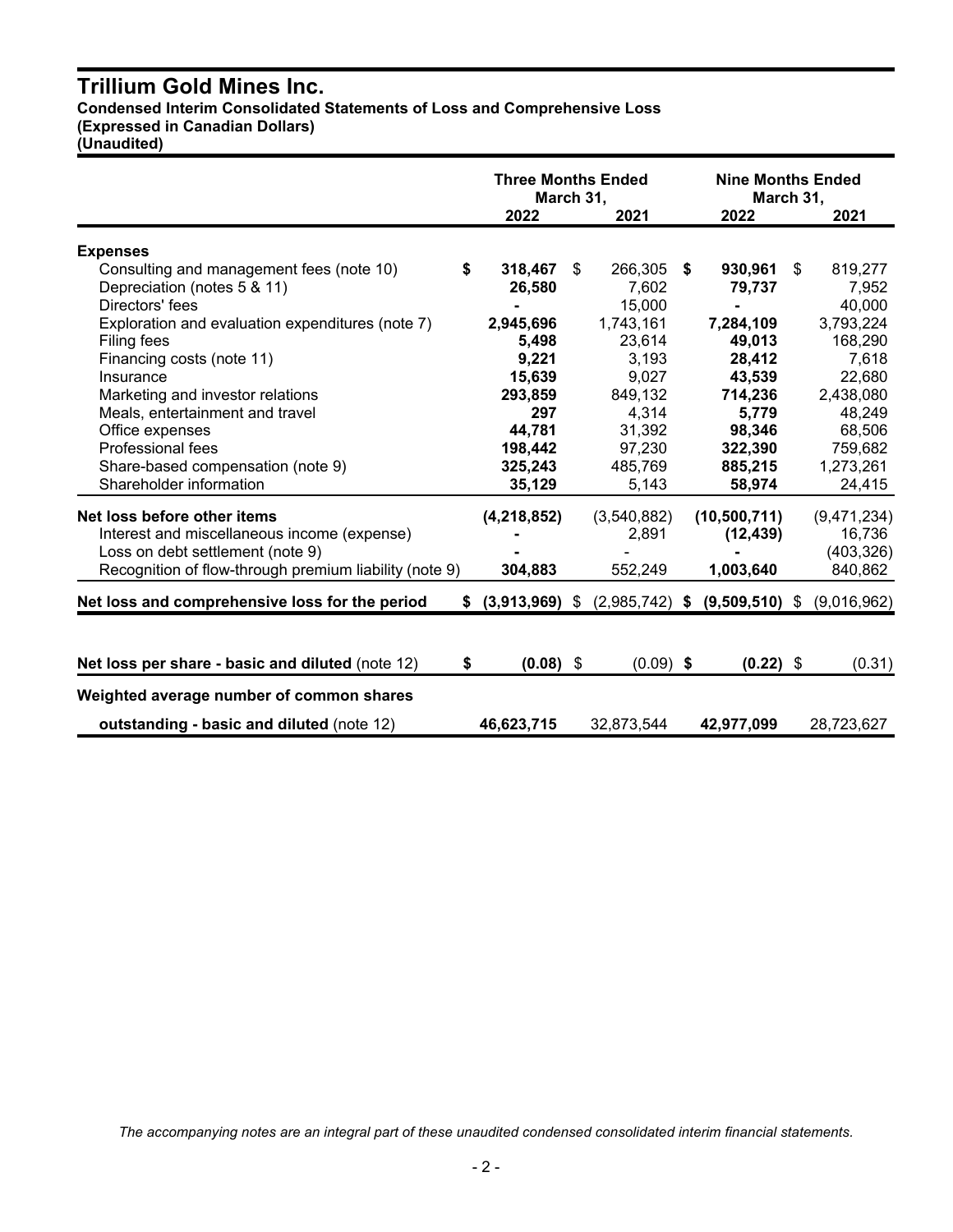# Trillium Gold Mines Inc.

**Condensed Interim Consolidated Statements of Loss and Comprehensive Loss**
**(Expressed in Canadian Dollars)**
**(Unaudited)**

| | Three Months Ended March 31, | | Nine Months Ended March 31, | |
|---|---|---|---|---|
| | 2022 | 2021 | 2022 | 2021 |
| **Expenses** | | | | |
| Consulting and management fees (note 10) | $ **318,467** | $ 266,305 | $ **930,961** | $ 819,277 |
| Depreciation (notes 5 & 11) | **26,580** | 7,602 | **79,737** | 7,952 |
| Directors' fees | **-** | 15,000 | **-** | 40,000 |
| Exploration and evaluation expenditures (note 7) | **2,945,696** | 1,743,161 | **7,284,109** | 3,793,224 |
| Filing fees | **5,498** | 23,614 | **49,013** | 168,290 |
| Financing costs (note 11) | **9,221** | 3,193 | **28,412** | 7,618 |
| Insurance | **15,639** | 9,027 | **43,539** | 22,680 |
| Marketing and investor relations | **293,859** | 849,132 | **714,236** | 2,438,080 |
| Meals, entertainment and travel | **297** | 4,314 | **5,779** | 48,249 |
| Office expenses | **44,781** | 31,392 | **98,346** | 68,506 |
| Professional fees | **198,442** | 97,230 | **322,390** | 759,682 |
| Share-based compensation (note 9) | **325,243** | 485,769 | **885,215** | 1,273,261 |
| Shareholder information | **35,129** | 5,143 | **58,974** | 24,415 |
| **Net loss before other items** | **(4,218,852)** | (3,540,882) | **(10,500,711)** | (9,471,234) |
| Interest and miscellaneous income (expense) | **-** | 2,891 | **(12,439)** | 16,736 |
| Loss on debt settlement (note 9) | **-** | - | **-** | (403,326) |
| Recognition of flow-through premium liability (note 9) | **304,883** | 552,249 | **1,003,640** | 840,862 |
| **Net loss and comprehensive loss for the period** | $ **(3,913,969)** | $ (2,985,742) | $ **(9,509,510)** | $ (9,016,962) |
| | | | | |
| **Net loss per share - basic and diluted** (note 12) | $ **(0.08)** | $ (0.09) | $ **(0.22)** | $ (0.31) |
| **Weighted average number of common shares outstanding - basic and diluted** (note 12) | **46,623,715** | 32,873,544 | **42,977,099** | 28,723,627 |

*The accompanying notes are an integral part of these unaudited condensed consolidated interim financial statements.*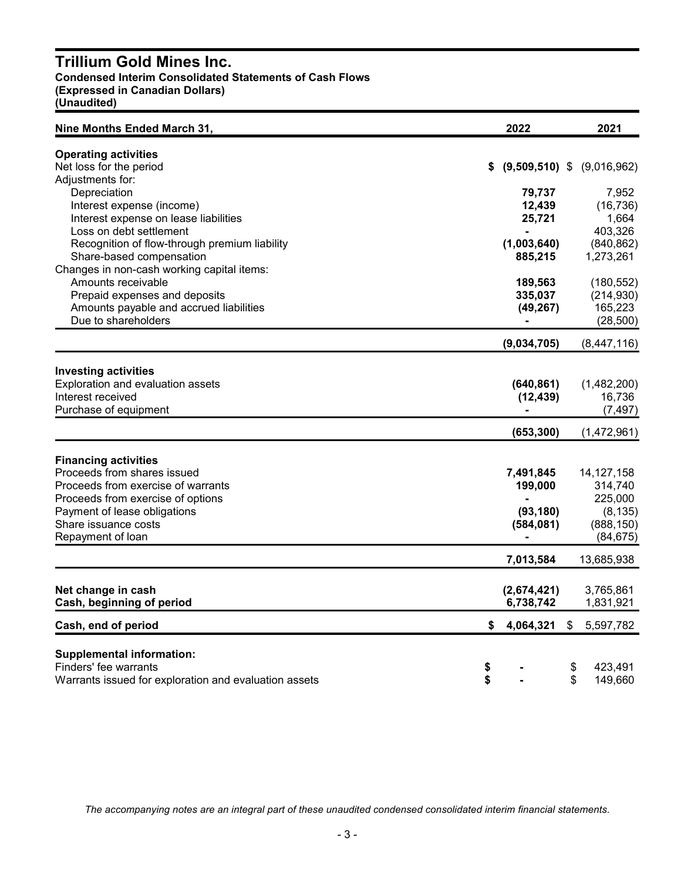# Trillium Gold Mines Inc.

**Condensed Interim Consolidated Statements of Cash Flows**
**(Expressed in Canadian Dollars)**
**(Unaudited)**

| Nine Months Ended March 31, | 2022 | 2021 |
|---|---|---|
| **Operating activities** | | |
| Net loss for the period | **$ (9,509,510)** | $ (9,016,962) |
| Adjustments for: | | |
| Depreciation | **79,737** | 7,952 |
| Interest expense (income) | **12,439** | (16,736) |
| Interest expense on lease liabilities | **25,721** | 1,664 |
| Loss on debt settlement | **-** | 403,326 |
| Recognition of flow-through premium liability | **(1,003,640)** | (840,862) |
| Share-based compensation | **885,215** | 1,273,261 |
| Changes in non-cash working capital items: | | |
| Amounts receivable | **189,563** | (180,552) |
| Prepaid expenses and deposits | **335,037** | (214,930) |
| Amounts payable and accrued liabilities | **(49,267)** | 165,223 |
| Due to shareholders | **-** | (28,500) |
| | **(9,034,705)** | (8,447,116) |
| **Investing activities** | | |
| Exploration and evaluation assets | **(640,861)** | (1,482,200) |
| Interest received | **(12,439)** | 16,736 |
| Purchase of equipment | **-** | (7,497) |
| | **(653,300)** | (1,472,961) |
| **Financing activities** | | |
| Proceeds from shares issued | **7,491,845** | 14,127,158 |
| Proceeds from exercise of warrants | **199,000** | 314,740 |
| Proceeds from exercise of options | **-** | 225,000 |
| Payment of lease obligations | **(93,180)** | (8,135) |
| Share issuance costs | **(584,081)** | (888,150) |
| Repayment of loan | **-** | (84,675) |
| | **7,013,584** | 13,685,938 |
| **Net change in cash** | **(2,674,421)** | 3,765,861 |
| **Cash, beginning of period** | **6,738,742** | 1,831,921 |
| **Cash, end of period** | **$ 4,064,321** | $ 5,597,782 |
| **Supplemental information:** | | |
| Finders' fee warrants | **$ -** | $ 423,491 |
| Warrants issued for exploration and evaluation assets | **$ -** | $ 149,660 |

*The accompanying notes are an integral part of these unaudited condensed consolidated interim financial statements.*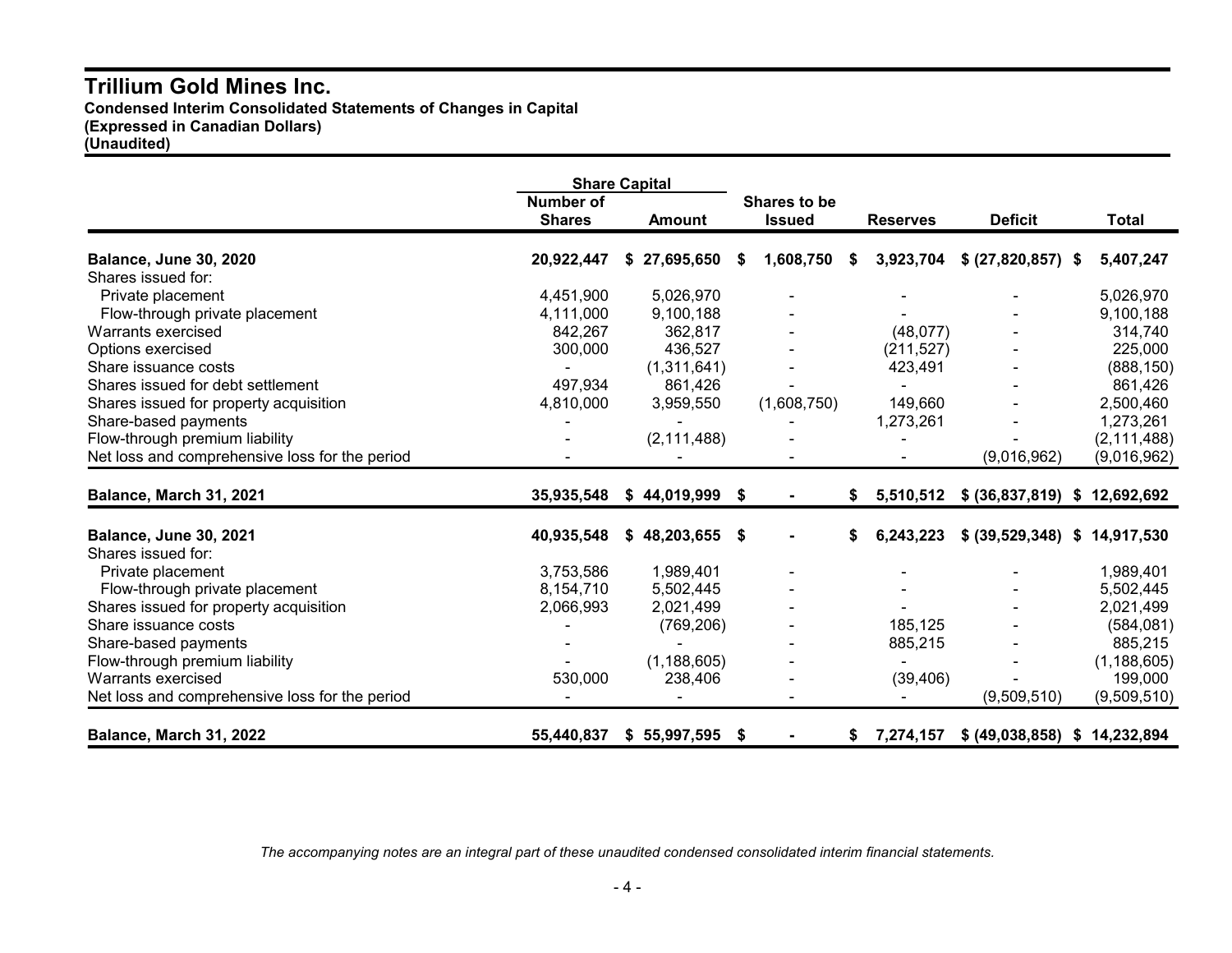# Trillium Gold Mines Inc.

**Condensed Interim Consolidated Statements of Changes in Capital**
**(Expressed in Canadian Dollars)**
**(Unaudited)**

| | Share Capital | | | | | |
|---|---|---|---|---|---|---|
| | **Number of Shares** | **Amount** | **Shares to be Issued** | **Reserves** | **Deficit** | **Total** |
| **Balance, June 30, 2020** | **20,922,447** | **$ 27,695,650** | **$ 1,608,750** | **$ 3,923,704** | **$ (27,820,857)** | **$ 5,407,247** |
| Shares issued for: | | | | | | |
| Private placement | 4,451,900 | 5,026,970 | - | - | - | 5,026,970 |
| Flow-through private placement | 4,111,000 | 9,100,188 | - | - | - | 9,100,188 |
| Warrants exercised | 842,267 | 362,817 | - | (48,077) | - | 314,740 |
| Options exercised | 300,000 | 436,527 | - | (211,527) | - | 225,000 |
| Share issuance costs | - | (1,311,641) | - | 423,491 | - | (888,150) |
| Shares issued for debt settlement | 497,934 | 861,426 | - | - | - | 861,426 |
| Shares issued for property acquisition | 4,810,000 | 3,959,550 | (1,608,750) | 149,660 | - | 2,500,460 |
| Share-based payments | - | - | - | 1,273,261 | - | 1,273,261 |
| Flow-through premium liability | - | (2,111,488) | - | - | - | (2,111,488) |
| Net loss and comprehensive loss for the period | - | - | - | - | (9,016,962) | (9,016,962) |
| **Balance, March 31, 2021** | **35,935,548** | **$ 44,019,999** | **$ -** | **$ 5,510,512** | **$ (36,837,819)** | **$ 12,692,692** |
| **Balance, June 30, 2021** | **40,935,548** | **$ 48,203,655** | **$ -** | **$ 6,243,223** | **$ (39,529,348)** | **$ 14,917,530** |
| Shares issued for: | | | | | | |
| Private placement | 3,753,586 | 1,989,401 | - | - | - | 1,989,401 |
| Flow-through private placement | 8,154,710 | 5,502,445 | - | - | - | 5,502,445 |
| Shares issued for property acquisition | 2,066,993 | 2,021,499 | - | - | - | 2,021,499 |
| Share issuance costs | - | (769,206) | - | 185,125 | - | (584,081) |
| Share-based payments | - | - | - | 885,215 | - | 885,215 |
| Flow-through premium liability | - | (1,188,605) | - | - | - | (1,188,605) |
| Warrants exercised | 530,000 | 238,406 | - | (39,406) | - | 199,000 |
| Net loss and comprehensive loss for the period | - | - | - | - | (9,509,510) | (9,509,510) |
| **Balance, March 31, 2022** | **55,440,837** | **$ 55,997,595** | **$ -** | **$ 7,274,157** | **$ (49,038,858)** | **$ 14,232,894** |

*The accompanying notes are an integral part of these unaudited condensed consolidated interim financial statements.*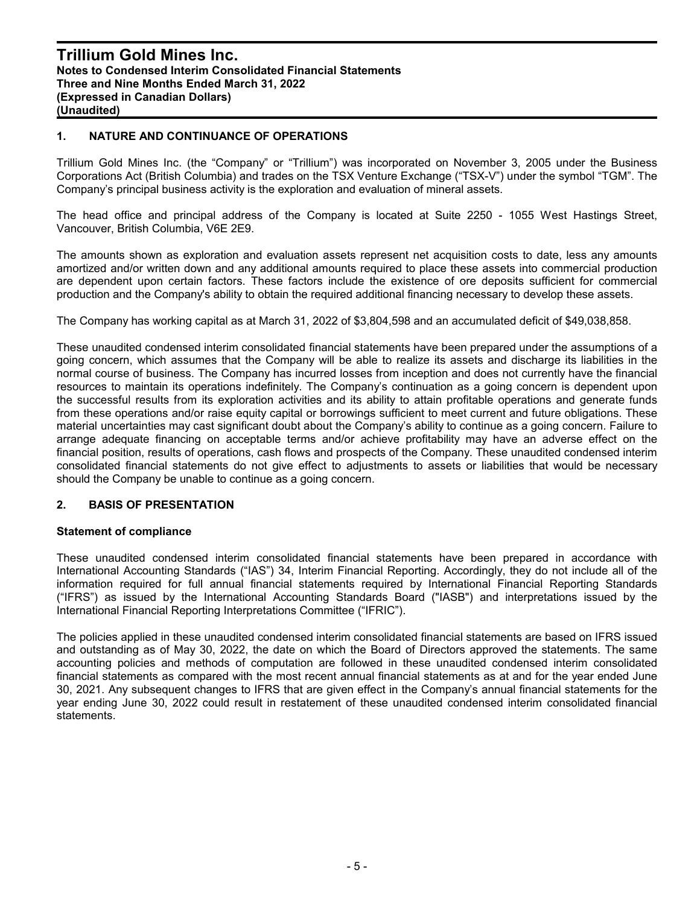## 1. NATURE AND CONTINUANCE OF OPERATIONS

Trillium Gold Mines Inc. (the "Company" or "Trillium") was incorporated on November 3, 2005 under the Business Corporations Act (British Columbia) and trades on the TSX Venture Exchange ("TSX-V") under the symbol "TGM". The Company's principal business activity is the exploration and evaluation of mineral assets.

The head office and principal address of the Company is located at Suite 2250 - 1055 West Hastings Street, Vancouver, British Columbia, V6E 2E9.

The amounts shown as exploration and evaluation assets represent net acquisition costs to date, less any amounts amortized and/or written down and any additional amounts required to place these assets into commercial production are dependent upon certain factors. These factors include the existence of ore deposits sufficient for commercial production and the Company's ability to obtain the required additional financing necessary to develop these assets.

The Company has working capital as at March 31, 2022 of $3,804,598 and an accumulated deficit of $49,038,858.

These unaudited condensed interim consolidated financial statements have been prepared under the assumptions of a going concern, which assumes that the Company will be able to realize its assets and discharge its liabilities in the normal course of business. The Company has incurred losses from inception and does not currently have the financial resources to maintain its operations indefinitely. The Company's continuation as a going concern is dependent upon the successful results from its exploration activities and its ability to attain profitable operations and generate funds from these operations and/or raise equity capital or borrowings sufficient to meet current and future obligations. These material uncertainties may cast significant doubt about the Company's ability to continue as a going concern. Failure to arrange adequate financing on acceptable terms and/or achieve profitability may have an adverse effect on the financial position, results of operations, cash flows and prospects of the Company. These unaudited condensed interim consolidated financial statements do not give effect to adjustments to assets or liabilities that would be necessary should the Company be unable to continue as a going concern.

## 2. BASIS OF PRESENTATION

### Statement of compliance

These unaudited condensed interim consolidated financial statements have been prepared in accordance with International Accounting Standards ("IAS") 34, Interim Financial Reporting. Accordingly, they do not include all of the information required for full annual financial statements required by International Financial Reporting Standards ("IFRS") as issued by the International Accounting Standards Board ("IASB") and interpretations issued by the International Financial Reporting Interpretations Committee ("IFRIC").

The policies applied in these unaudited condensed interim consolidated financial statements are based on IFRS issued and outstanding as of May 30, 2022, the date on which the Board of Directors approved the statements. The same accounting policies and methods of computation are followed in these unaudited condensed interim consolidated financial statements as compared with the most recent annual financial statements as at and for the year ended June 30, 2021. Any subsequent changes to IFRS that are given effect in the Company's annual financial statements for the year ending June 30, 2022 could result in restatement of these unaudited condensed interim consolidated financial statements.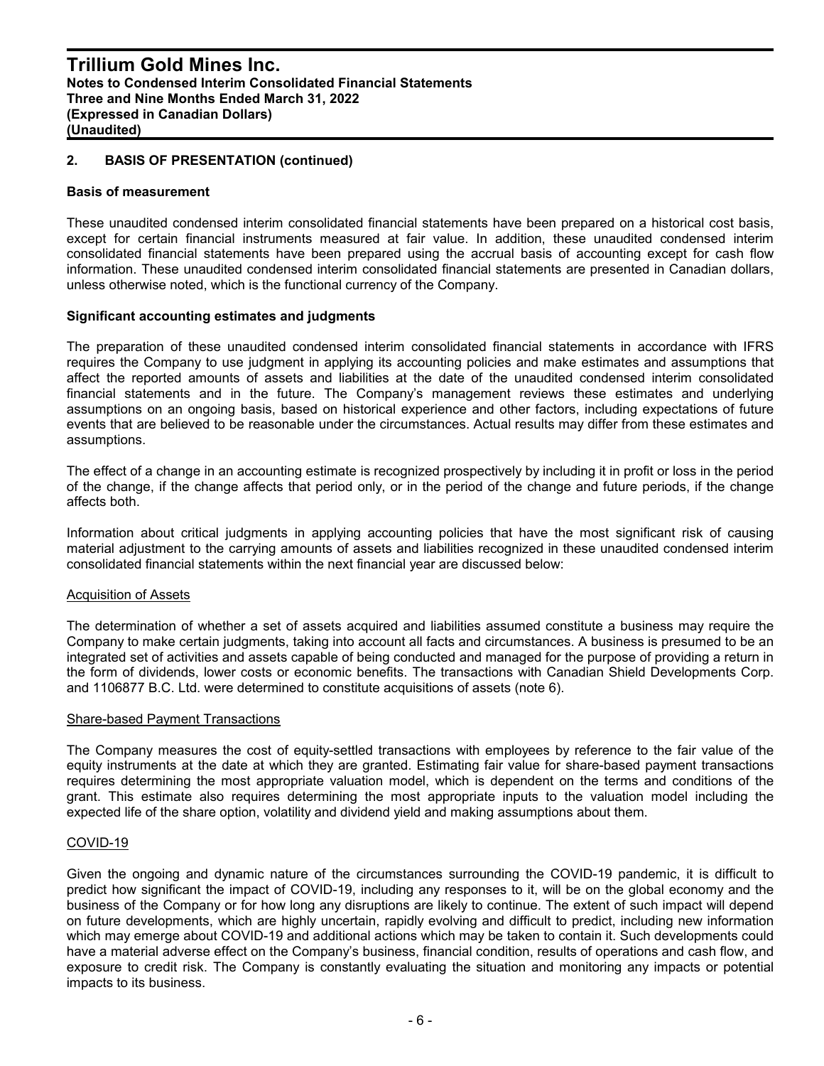## 2. BASIS OF PRESENTATION (continued)

**Basis of measurement**

These unaudited condensed interim consolidated financial statements have been prepared on a historical cost basis, except for certain financial instruments measured at fair value. In addition, these unaudited condensed interim consolidated financial statements have been prepared using the accrual basis of accounting except for cash flow information. These unaudited condensed interim consolidated financial statements are presented in Canadian dollars, unless otherwise noted, which is the functional currency of the Company.

**Significant accounting estimates and judgments**

The preparation of these unaudited condensed interim consolidated financial statements in accordance with IFRS requires the Company to use judgment in applying its accounting policies and make estimates and assumptions that affect the reported amounts of assets and liabilities at the date of the unaudited condensed interim consolidated financial statements and in the future. The Company's management reviews these estimates and underlying assumptions on an ongoing basis, based on historical experience and other factors, including expectations of future events that are believed to be reasonable under the circumstances. Actual results may differ from these estimates and assumptions.

The effect of a change in an accounting estimate is recognized prospectively by including it in profit or loss in the period of the change, if the change affects that period only, or in the period of the change and future periods, if the change affects both.

Information about critical judgments in applying accounting policies that have the most significant risk of causing material adjustment to the carrying amounts of assets and liabilities recognized in these unaudited condensed interim consolidated financial statements within the next financial year are discussed below:

Acquisition of Assets

The determination of whether a set of assets acquired and liabilities assumed constitute a business may require the Company to make certain judgments, taking into account all facts and circumstances. A business is presumed to be an integrated set of activities and assets capable of being conducted and managed for the purpose of providing a return in the form of dividends, lower costs or economic benefits. The transactions with Canadian Shield Developments Corp. and 1106877 B.C. Ltd. were determined to constitute acquisitions of assets (note 6).

Share-based Payment Transactions

The Company measures the cost of equity-settled transactions with employees by reference to the fair value of the equity instruments at the date at which they are granted. Estimating fair value for share-based payment transactions requires determining the most appropriate valuation model, which is dependent on the terms and conditions of the grant. This estimate also requires determining the most appropriate inputs to the valuation model including the expected life of the share option, volatility and dividend yield and making assumptions about them.

COVID-19

Given the ongoing and dynamic nature of the circumstances surrounding the COVID-19 pandemic, it is difficult to predict how significant the impact of COVID-19, including any responses to it, will be on the global economy and the business of the Company or for how long any disruptions are likely to continue. The extent of such impact will depend on future developments, which are highly uncertain, rapidly evolving and difficult to predict, including new information which may emerge about COVID-19 and additional actions which may be taken to contain it. Such developments could have a material adverse effect on the Company's business, financial condition, results of operations and cash flow, and exposure to credit risk. The Company is constantly evaluating the situation and monitoring any impacts or potential impacts to its business.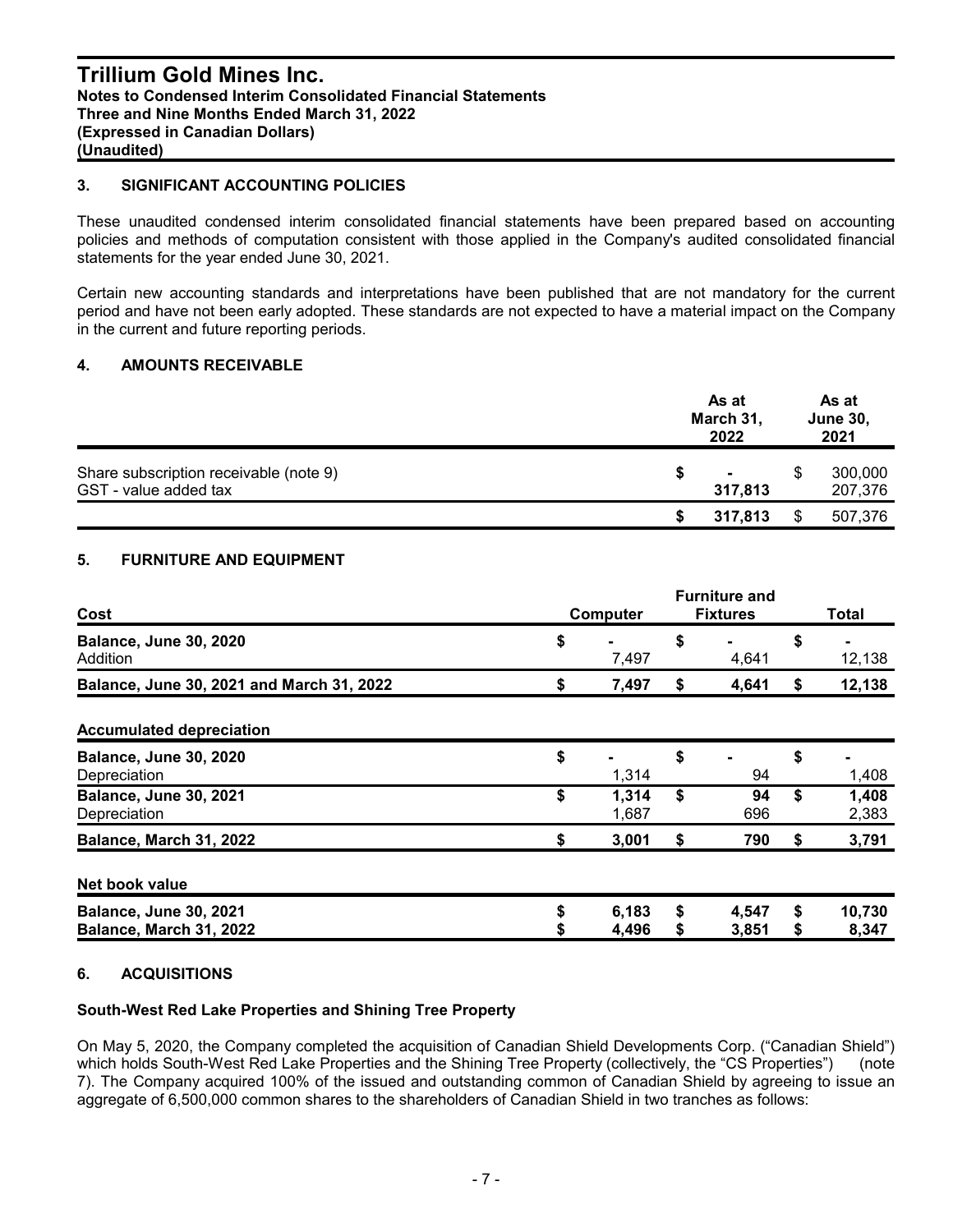## 3. SIGNIFICANT ACCOUNTING POLICIES

These unaudited condensed interim consolidated financial statements have been prepared based on accounting policies and methods of computation consistent with those applied in the Company's audited consolidated financial statements for the year ended June 30, 2021.

Certain new accounting standards and interpretations have been published that are not mandatory for the current period and have not been early adopted. These standards are not expected to have a material impact on the Company in the current and future reporting periods.

## 4. AMOUNTS RECEIVABLE

| | As at March 31, 2022 | As at June 30, 2021 |
|---|---|---|
| Share subscription receivable (note 9) | $ - | $ 300,000 |
| GST - value added tax | 317,813 | 207,376 |
| | $ 317,813 | $ 507,376 |

## 5. FURNITURE AND EQUIPMENT

| Cost | Computer | Furniture and Fixtures | Total |
|---|---|---|---|
| **Balance, June 30, 2020** | $ - | $ - | $ - |
| Addition | 7,497 | 4,641 | 12,138 |
| **Balance, June 30, 2021 and March 31, 2022** | $ 7,497 | $ 4,641 | $ 12,138 |
| **Accumulated depreciation** | | | |
| **Balance, June 30, 2020** | $ - | $ - | $ - |
| Depreciation | 1,314 | 94 | 1,408 |
| **Balance, June 30, 2021** | $ 1,314 | $ 94 | $ 1,408 |
| Depreciation | 1,687 | 696 | 2,383 |
| **Balance, March 31, 2022** | $ 3,001 | $ 790 | $ 3,791 |
| **Net book value** | | | |
| **Balance, June 30, 2021** | $ 6,183 | $ 4,547 | $ 10,730 |
| **Balance, March 31, 2022** | $ 4,496 | $ 3,851 | $ 8,347 |

## 6. ACQUISITIONS

**South-West Red Lake Properties and Shining Tree Property**

On May 5, 2020, the Company completed the acquisition of Canadian Shield Developments Corp. ("Canadian Shield") which holds South-West Red Lake Properties and the Shining Tree Property (collectively, the "CS Properties") (note 7). The Company acquired 100% of the issued and outstanding common of Canadian Shield by agreeing to issue an aggregate of 6,500,000 common shares to the shareholders of Canadian Shield in two tranches as follows: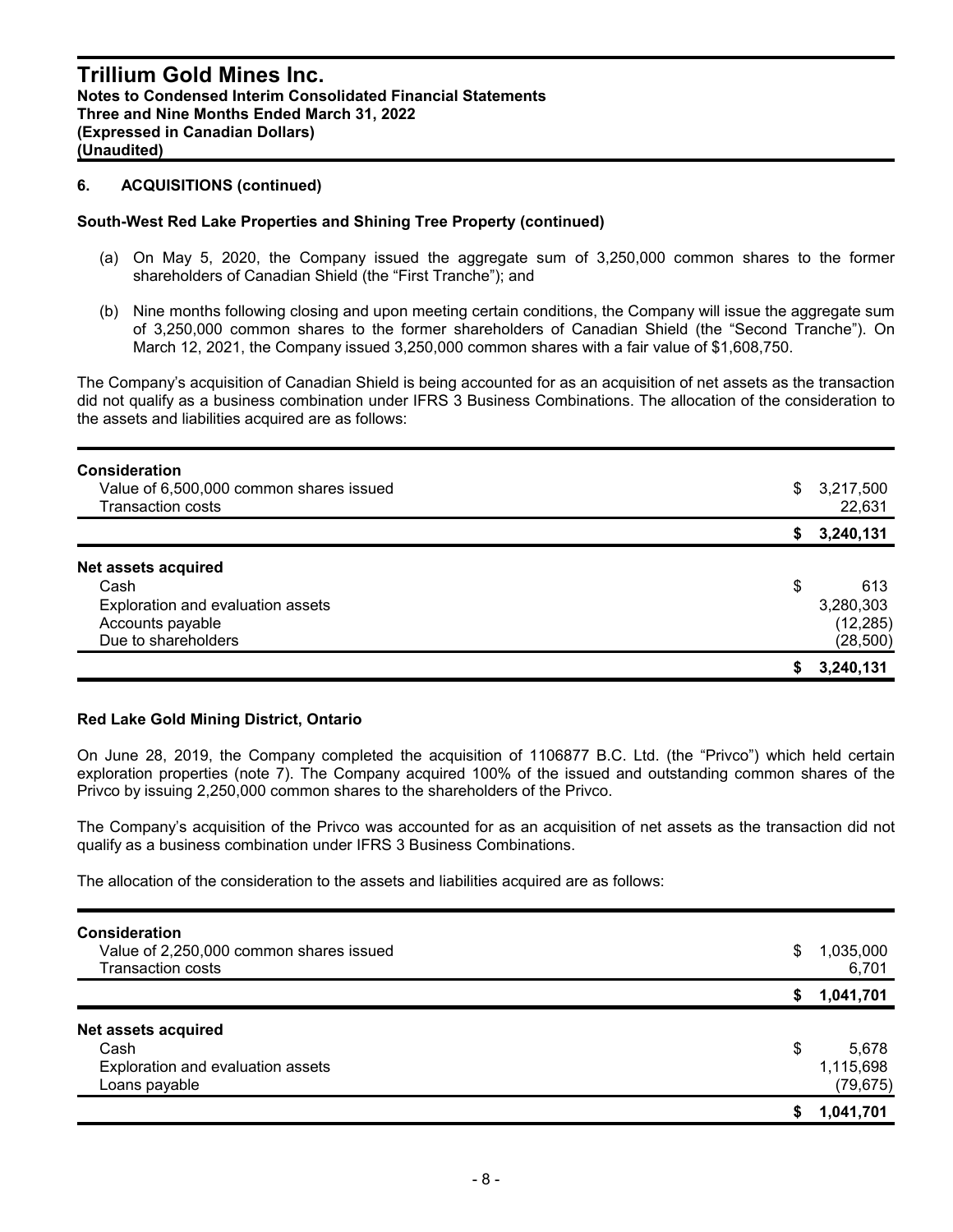### 6. ACQUISITIONS (continued)

**South-West Red Lake Properties and Shining Tree Property (continued)**

(a) On May 5, 2020, the Company issued the aggregate sum of 3,250,000 common shares to the former shareholders of Canadian Shield (the "First Tranche"); and

(b) Nine months following closing and upon meeting certain conditions, the Company will issue the aggregate sum of 3,250,000 common shares to the former shareholders of Canadian Shield (the "Second Tranche"). On March 12, 2021, the Company issued 3,250,000 common shares with a fair value of $1,608,750.

The Company's acquisition of Canadian Shield is being accounted for as an acquisition of net assets as the transaction did not qualify as a business combination under IFRS 3 Business Combinations. The allocation of the consideration to the assets and liabilities acquired are as follows:

| | |
|---|---|
| **Consideration** | |
| Value of 6,500,000 common shares issued | $ 3,217,500 |
| Transaction costs | 22,631 |
| | **$ 3,240,131** |
| **Net assets acquired** | |
| Cash | $ 613 |
| Exploration and evaluation assets | 3,280,303 |
| Accounts payable | (12,285) |
| Due to shareholders | (28,500) |
| | **$ 3,240,131** |

**Red Lake Gold Mining District, Ontario**

On June 28, 2019, the Company completed the acquisition of 1106877 B.C. Ltd. (the "Privco") which held certain exploration properties (note 7). The Company acquired 100% of the issued and outstanding common shares of the Privco by issuing 2,250,000 common shares to the shareholders of the Privco.

The Company's acquisition of the Privco was accounted for as an acquisition of net assets as the transaction did not qualify as a business combination under IFRS 3 Business Combinations.

The allocation of the consideration to the assets and liabilities acquired are as follows:

| | |
|---|---|
| **Consideration** | |
| Value of 2,250,000 common shares issued | $ 1,035,000 |
| Transaction costs | 6,701 |
| | **$ 1,041,701** |
| **Net assets acquired** | |
| Cash | $ 5,678 |
| Exploration and evaluation assets | 1,115,698 |
| Loans payable | (79,675) |
| | **$ 1,041,701** |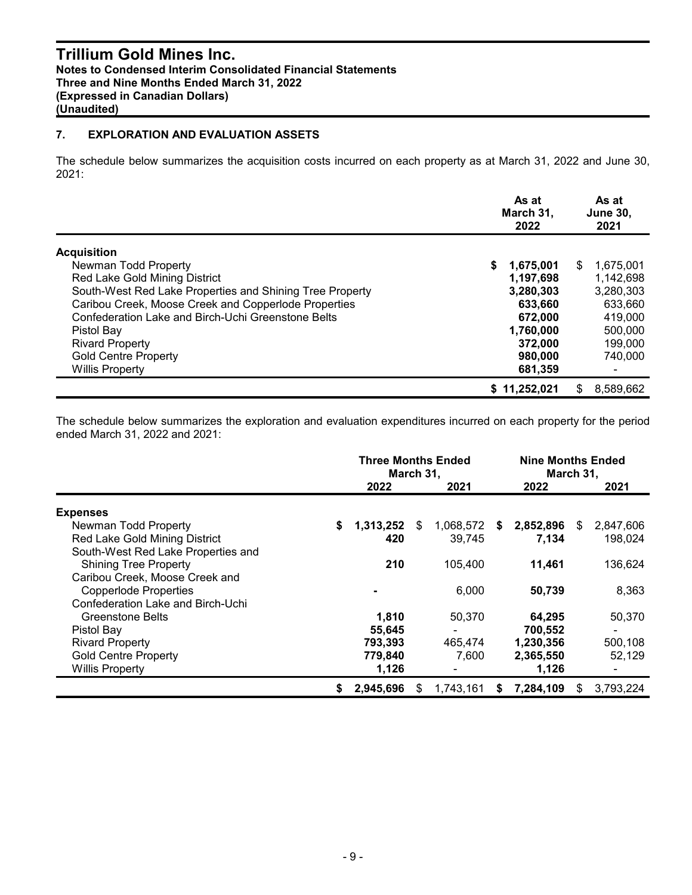## 7. EXPLORATION AND EVALUATION ASSETS

The schedule below summarizes the acquisition costs incurred on each property as at March 31, 2022 and June 30, 2021:

| | As at March 31, 2022 | As at June 30, 2021 |
|---|---|---|
| **Acquisition** | | |
| Newman Todd Property | $ 1,675,001 | $ 1,675,001 |
| Red Lake Gold Mining District | 1,197,698 | 1,142,698 |
| South-West Red Lake Properties and Shining Tree Property | 3,280,303 | 3,280,303 |
| Caribou Creek, Moose Creek and Copperlode Properties | 633,660 | 633,660 |
| Confederation Lake and Birch-Uchi Greenstone Belts | 672,000 | 419,000 |
| Pistol Bay | 1,760,000 | 500,000 |
| Rivard Property | 372,000 | 199,000 |
| Gold Centre Property | 980,000 | 740,000 |
| Willis Property | 681,359 | - |
| | $ 11,252,021 | $ 8,589,662 |

The schedule below summarizes the exploration and evaluation expenditures incurred on each property for the period ended March 31, 2022 and 2021:

| | Three Months Ended March 31, | | Nine Months Ended March 31, | |
|---|---|---|---|---|
| | 2022 | 2021 | 2022 | 2021 |
| **Expenses** | | | | |
| Newman Todd Property | $ 1,313,252 | $ 1,068,572 | $ 2,852,896 | $ 2,847,606 |
| Red Lake Gold Mining District | 420 | 39,745 | 7,134 | 198,024 |
| South-West Red Lake Properties and Shining Tree Property | 210 | 105,400 | 11,461 | 136,624 |
| Caribou Creek, Moose Creek and Copperlode Properties | - | 6,000 | 50,739 | 8,363 |
| Confederation Lake and Birch-Uchi Greenstone Belts | 1,810 | 50,370 | 64,295 | 50,370 |
| Pistol Bay | 55,645 | - | 700,552 | - |
| Rivard Property | 793,393 | 465,474 | 1,230,356 | 500,108 |
| Gold Centre Property | 779,840 | 7,600 | 2,365,550 | 52,129 |
| Willis Property | 1,126 | - | 1,126 | - |
| | $ 2,945,696 | $ 1,743,161 | $ 7,284,109 | $ 3,793,224 |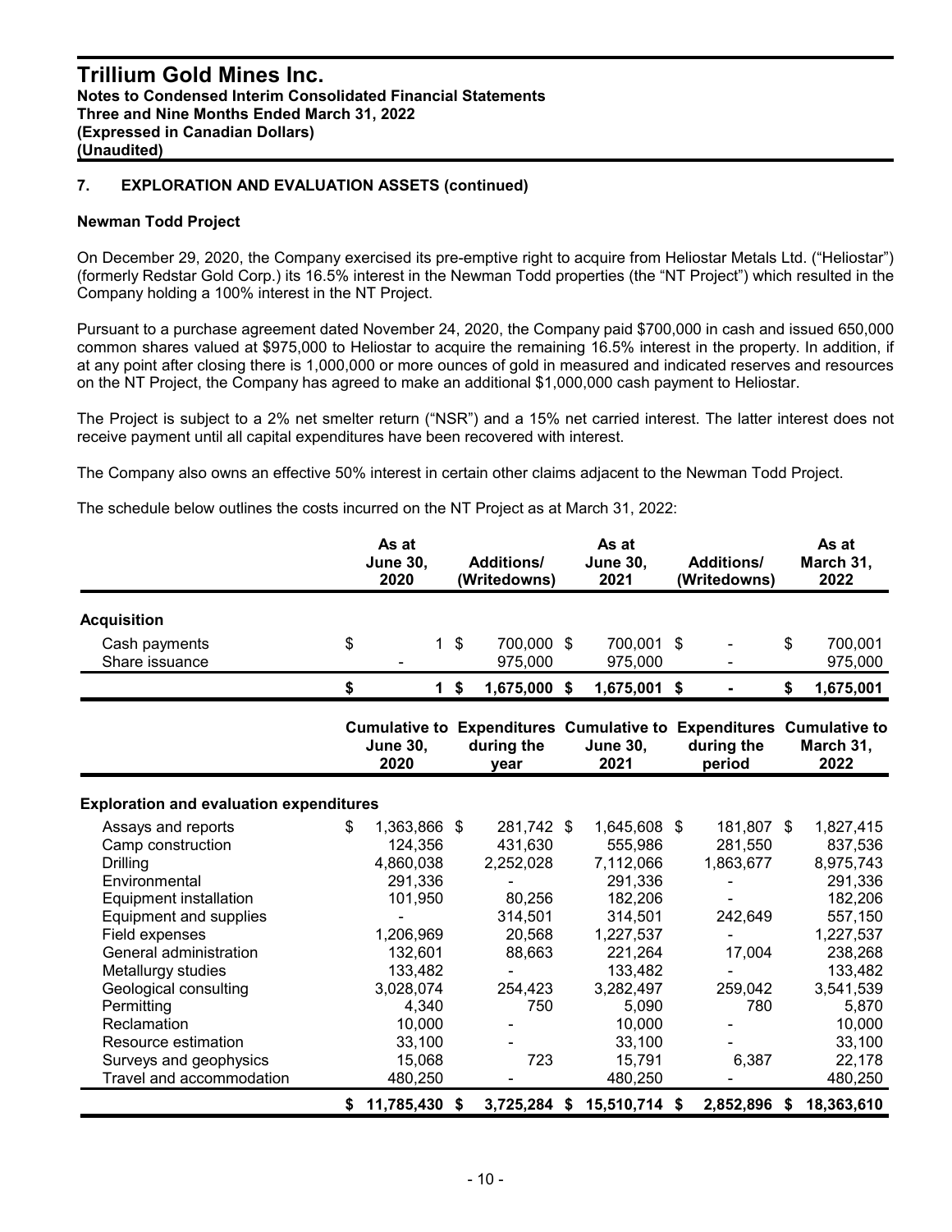## 7. EXPLORATION AND EVALUATION ASSETS (continued)

### Newman Todd Project

On December 29, 2020, the Company exercised its pre-emptive right to acquire from Heliostar Metals Ltd. ("Heliostar") (formerly Redstar Gold Corp.) its 16.5% interest in the Newman Todd properties (the "NT Project") which resulted in the Company holding a 100% interest in the NT Project.

Pursuant to a purchase agreement dated November 24, 2020, the Company paid $700,000 in cash and issued 650,000 common shares valued at $975,000 to Heliostar to acquire the remaining 16.5% interest in the property. In addition, if at any point after closing there is 1,000,000 or more ounces of gold in measured and indicated reserves and resources on the NT Project, the Company has agreed to make an additional $1,000,000 cash payment to Heliostar.

The Project is subject to a 2% net smelter return ("NSR") and a 15% net carried interest. The latter interest does not receive payment until all capital expenditures have been recovered with interest.

The Company also owns an effective 50% interest in certain other claims adjacent to the Newman Todd Project.

The schedule below outlines the costs incurred on the NT Project as at March 31, 2022:

| | As at June 30, 2020 | Additions/ (Writedowns) | As at June 30, 2021 | Additions/ (Writedowns) | As at March 31, 2022 |
|---|---|---|---|---|---|
| **Acquisition** | | | | | |
| Cash payments | $ 1 | $ 700,000 | $ 700,001 | $ - | $ 700,001 |
| Share issuance | - | 975,000 | 975,000 | - | 975,000 |
| | **$ 1** | **$ 1,675,000** | **$ 1,675,001** | **$ -** | **$ 1,675,001** |

| | Cumulative to June 30, 2020 | Expenditures during the year | Cumulative to June 30, 2021 | Expenditures during the period | Cumulative to March 31, 2022 |
|---|---|---|---|---|---|
| **Exploration and evaluation expenditures** | | | | | |
| Assays and reports | $ 1,363,866 | $ 281,742 | $ 1,645,608 | $ 181,807 | $ 1,827,415 |
| Camp construction | 124,356 | 431,630 | 555,986 | 281,550 | 837,536 |
| Drilling | 4,860,038 | 2,252,028 | 7,112,066 | 1,863,677 | 8,975,743 |
| Environmental | 291,336 | - | 291,336 | - | 291,336 |
| Equipment installation | 101,950 | 80,256 | 182,206 | - | 182,206 |
| Equipment and supplies | - | 314,501 | 314,501 | 242,649 | 557,150 |
| Field expenses | 1,206,969 | 20,568 | 1,227,537 | - | 1,227,537 |
| General administration | 132,601 | 88,663 | 221,264 | 17,004 | 238,268 |
| Metallurgy studies | 133,482 | - | 133,482 | - | 133,482 |
| Geological consulting | 3,028,074 | 254,423 | 3,282,497 | 259,042 | 3,541,539 |
| Permitting | 4,340 | 750 | 5,090 | 780 | 5,870 |
| Reclamation | 10,000 | - | 10,000 | - | 10,000 |
| Resource estimation | 33,100 | - | 33,100 | - | 33,100 |
| Surveys and geophysics | 15,068 | 723 | 15,791 | 6,387 | 22,178 |
| Travel and accommodation | 480,250 | - | 480,250 | - | 480,250 |
| | **$ 11,785,430** | **$ 3,725,284** | **$ 15,510,714** | **$ 2,852,896** | **$ 18,363,610** |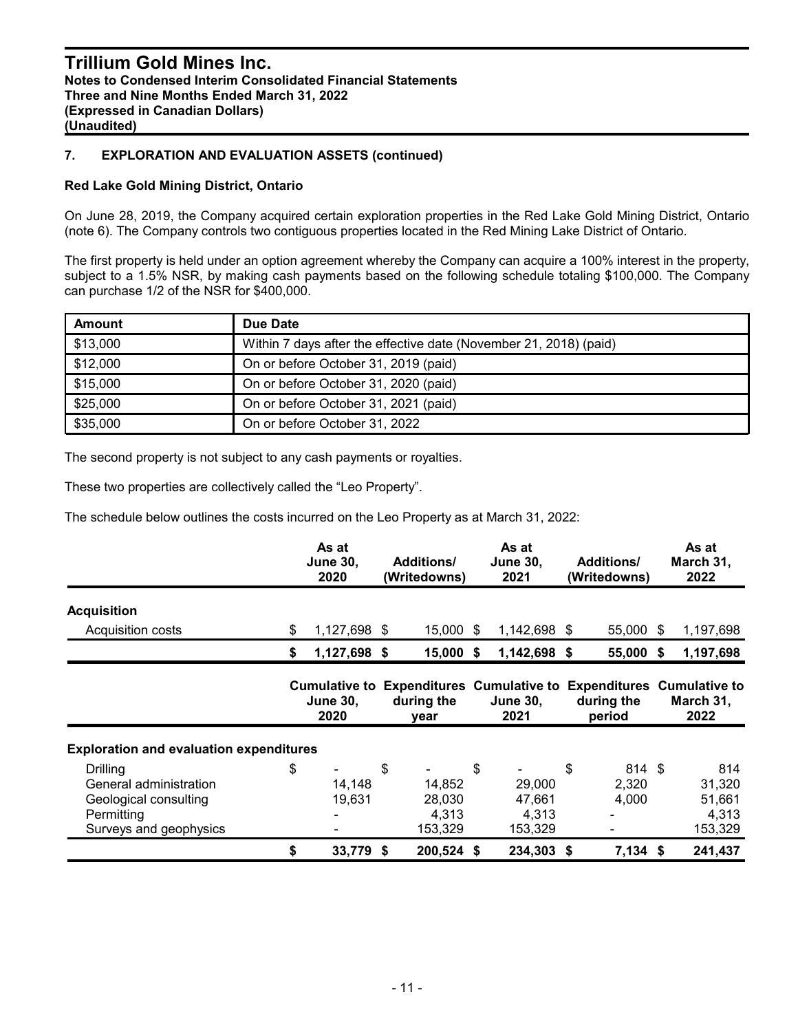## 7. EXPLORATION AND EVALUATION ASSETS (continued)

### Red Lake Gold Mining District, Ontario

On June 28, 2019, the Company acquired certain exploration properties in the Red Lake Gold Mining District, Ontario (note 6). The Company controls two contiguous properties located in the Red Mining Lake District of Ontario.

The first property is held under an option agreement whereby the Company can acquire a 100% interest in the property, subject to a 1.5% NSR, by making cash payments based on the following schedule totaling $100,000. The Company can purchase 1/2 of the NSR for $400,000.

| Amount | Due Date |
|---|---|
| $13,000 | Within 7 days after the effective date (November 21, 2018) (paid) |
| $12,000 | On or before October 31, 2019 (paid) |
| $15,000 | On or before October 31, 2020 (paid) |
| $25,000 | On or before October 31, 2021 (paid) |
| $35,000 | On or before October 31, 2022 |

The second property is not subject to any cash payments or royalties.

These two properties are collectively called the "Leo Property".

The schedule below outlines the costs incurred on the Leo Property as at March 31, 2022:

| | As at June 30, 2020 | Additions/ (Writedowns) | As at June 30, 2021 | Additions/ (Writedowns) | As at March 31, 2022 |
|---|---|---|---|---|---|
| **Acquisition** | | | | | |
| Acquisition costs | $ 1,127,698 | $ 15,000 | $ 1,142,698 | $ 55,000 | $ 1,197,698 |
| | **$ 1,127,698** | **$ 15,000** | **$ 1,142,698** | **$ 55,000** | **$ 1,197,698** |

| | Cumulative to June 30, 2020 | Expenditures during the year | Cumulative to June 30, 2021 | Expenditures during the period | Cumulative to March 31, 2022 |
|---|---|---|---|---|---|
| **Exploration and evaluation expenditures** | | | | | |
| Drilling | $ - | $ - | $ - | $ 814 | $ 814 |
| General administration | 14,148 | 14,852 | 29,000 | 2,320 | 31,320 |
| Geological consulting | 19,631 | 28,030 | 47,661 | 4,000 | 51,661 |
| Permitting | - | 4,313 | 4,313 | - | 4,313 |
| Surveys and geophysics | - | 153,329 | 153,329 | - | 153,329 |
| | **$ 33,779** | **$ 200,524** | **$ 234,303** | **$ 7,134** | **$ 241,437** |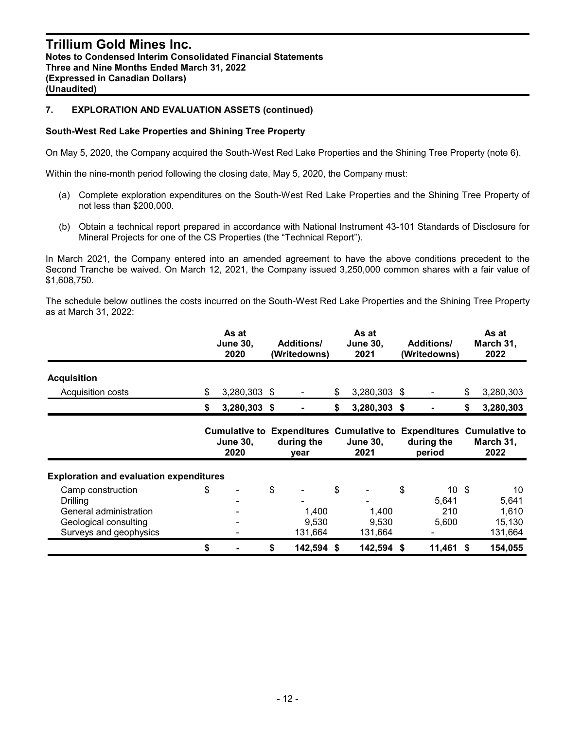## 7. EXPLORATION AND EVALUATION ASSETS (continued)

**South-West Red Lake Properties and Shining Tree Property**

On May 5, 2020, the Company acquired the South-West Red Lake Properties and the Shining Tree Property (note 6).

Within the nine-month period following the closing date, May 5, 2020, the Company must:

(a) Complete exploration expenditures on the South-West Red Lake Properties and the Shining Tree Property of not less than $200,000.

(b) Obtain a technical report prepared in accordance with National Instrument 43-101 Standards of Disclosure for Mineral Projects for one of the CS Properties (the "Technical Report").

In March 2021, the Company entered into an amended agreement to have the above conditions precedent to the Second Tranche be waived. On March 12, 2021, the Company issued 3,250,000 common shares with a fair value of $1,608,750.

The schedule below outlines the costs incurred on the South-West Red Lake Properties and the Shining Tree Property as at March 31, 2022:

| | As at June 30, 2020 | Additions/ (Writedowns) | As at June 30, 2021 | Additions/ (Writedowns) | As at March 31, 2022 |
|---|---|---|---|---|---|
| **Acquisition** | | | | | |
| Acquisition costs | $ 3,280,303 | $ - | $ 3,280,303 | $ - | $ 3,280,303 |
| | **$ 3,280,303** | **$ -** | **$ 3,280,303** | **$ -** | **$ 3,280,303** |

| | Cumulative to June 30, 2020 | Expenditures during the year | Cumulative to June 30, 2021 | Expenditures during the period | Cumulative to March 31, 2022 |
|---|---|---|---|---|---|
| **Exploration and evaluation expenditures** | | | | | |
| Camp construction | $ - | $ - | $ - | $ 10 | $ 10 |
| Drilling | - | - | - | 5,641 | 5,641 |
| General administration | - | 1,400 | 1,400 | 210 | 1,610 |
| Geological consulting | - | 9,530 | 9,530 | 5,600 | 15,130 |
| Surveys and geophysics | - | 131,664 | 131,664 | - | 131,664 |
| | **$ -** | **$ 142,594** | **$ 142,594** | **$ 11,461** | **$ 154,055** |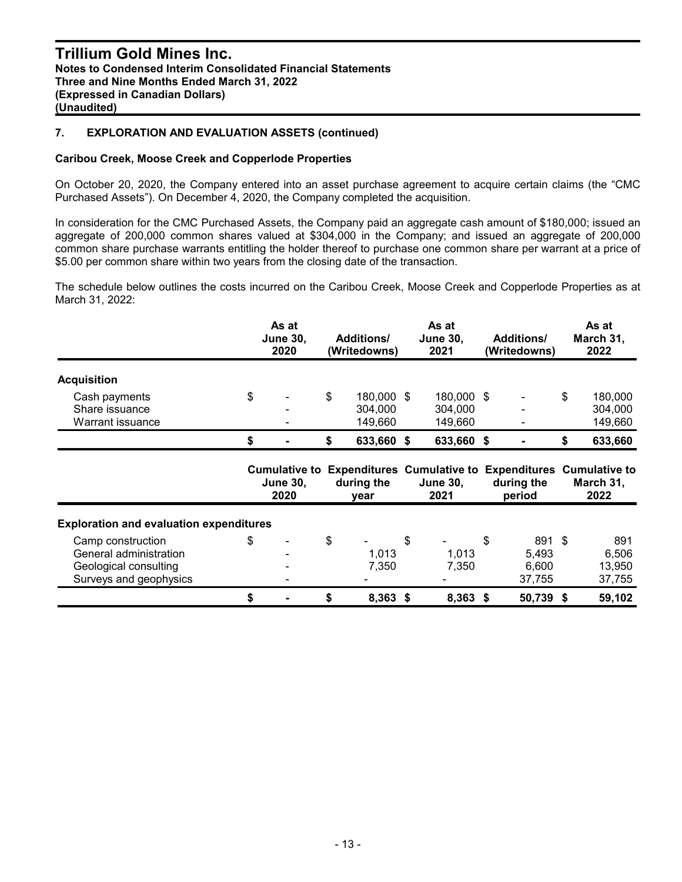## 7. EXPLORATION AND EVALUATION ASSETS (continued)

### Caribou Creek, Moose Creek and Copperlode Properties

On October 20, 2020, the Company entered into an asset purchase agreement to acquire certain claims (the "CMC Purchased Assets"). On December 4, 2020, the Company completed the acquisition.

In consideration for the CMC Purchased Assets, the Company paid an aggregate cash amount of $180,000; issued an aggregate of 200,000 common shares valued at $304,000 in the Company; and issued an aggregate of 200,000 common share purchase warrants entitling the holder thereof to purchase one common share per warrant at a price of $5.00 per common share within two years from the closing date of the transaction.

The schedule below outlines the costs incurred on the Caribou Creek, Moose Creek and Copperlode Properties as at March 31, 2022:

| | As at June 30, 2020 | Additions/ (Writedowns) | As at June 30, 2021 | Additions/ (Writedowns) | As at March 31, 2022 |
|---|---|---|---|---|---|
| **Acquisition** | | | | | |
| Cash payments | $ - | $ 180,000 | $ 180,000 | $ - | $ 180,000 |
| Share issuance | - | 304,000 | 304,000 | - | 304,000 |
| Warrant issuance | - | 149,660 | 149,660 | - | 149,660 |
| | **$ -** | **$ 633,660** | **$ 633,660** | **$ -** | **$ 633,660** |

| | Cumulative to June 30, 2020 | Expenditures during the year | Cumulative to June 30, 2021 | Expenditures during the period | Cumulative to March 31, 2022 |
|---|---|---|---|---|---|
| **Exploration and evaluation expenditures** | | | | | |
| Camp construction | $ - | $ - | $ - | $ 891 | $ 891 |
| General administration | - | 1,013 | 1,013 | 5,493 | 6,506 |
| Geological consulting | - | 7,350 | 7,350 | 6,600 | 13,950 |
| Surveys and geophysics | - | - | - | 37,755 | 37,755 |
| | **$ -** | **$ 8,363** | **$ 8,363** | **$ 50,739** | **$ 59,102** |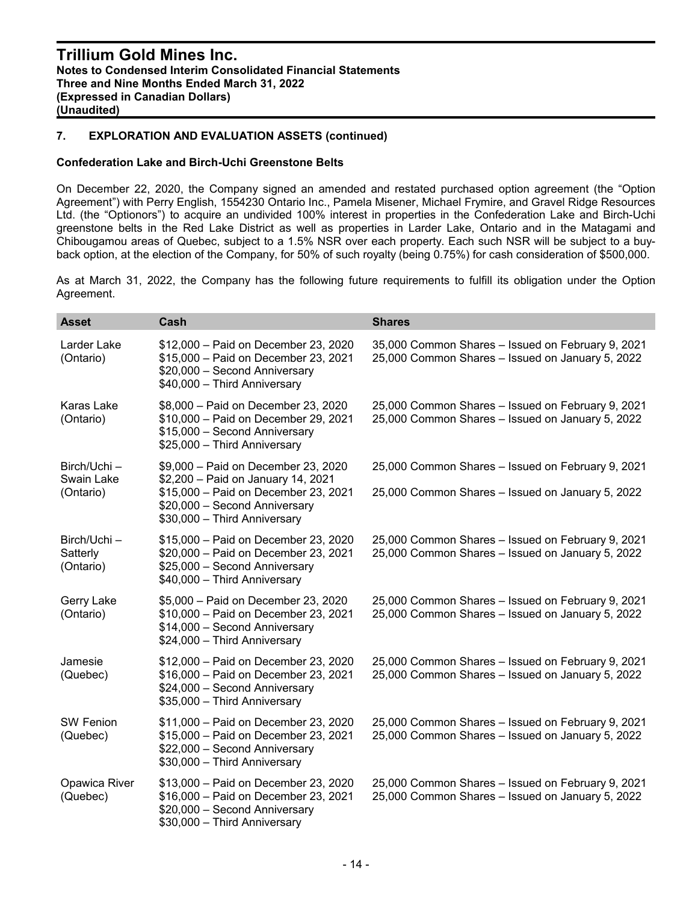## 7. EXPLORATION AND EVALUATION ASSETS (continued)

### Confederation Lake and Birch-Uchi Greenstone Belts

On December 22, 2020, the Company signed an amended and restated purchased option agreement (the "Option Agreement") with Perry English, 1554230 Ontario Inc., Pamela Misener, Michael Frymire, and Gravel Ridge Resources Ltd. (the "Optionors") to acquire an undivided 100% interest in properties in the Confederation Lake and Birch-Uchi greenstone belts in the Red Lake District as well as properties in Larder Lake, Ontario and in the Matagami and Chibougamou areas of Quebec, subject to a 1.5% NSR over each property. Each such NSR will be subject to a buy-back option, at the election of the Company, for 50% of such royalty (being 0.75%) for cash consideration of $500,000.

As at March 31, 2022, the Company has the following future requirements to fulfill its obligation under the Option Agreement.

| Asset | Cash | Shares |
|---|---|---|
| Larder Lake (Ontario) | $12,000 – Paid on December 23, 2020<br>$15,000 – Paid on December 23, 2021<br>$20,000 – Second Anniversary<br>$40,000 – Third Anniversary | 35,000 Common Shares – Issued on February 9, 2021<br>25,000 Common Shares – Issued on January 5, 2022 |
| Karas Lake (Ontario) | $8,000 – Paid on December 23, 2020<br>$10,000 – Paid on December 29, 2021<br>$15,000 – Second Anniversary<br>$25,000 – Third Anniversary | 25,000 Common Shares – Issued on February 9, 2021<br>25,000 Common Shares – Issued on January 5, 2022 |
| Birch/Uchi – Swain Lake (Ontario) | $9,000 – Paid on December 23, 2020<br>$2,200 – Paid on January 14, 2021<br>$15,000 – Paid on December 23, 2021<br>$20,000 – Second Anniversary<br>$30,000 – Third Anniversary | 25,000 Common Shares – Issued on February 9, 2021<br>25,000 Common Shares – Issued on January 5, 2022 |
| Birch/Uchi – Satterly (Ontario) | $15,000 – Paid on December 23, 2020<br>$20,000 – Paid on December 23, 2021<br>$25,000 – Second Anniversary<br>$40,000 – Third Anniversary | 25,000 Common Shares – Issued on February 9, 2021<br>25,000 Common Shares – Issued on January 5, 2022 |
| Gerry Lake (Ontario) | $5,000 – Paid on December 23, 2020<br>$10,000 – Paid on December 23, 2021<br>$14,000 – Second Anniversary<br>$24,000 – Third Anniversary | 25,000 Common Shares – Issued on February 9, 2021<br>25,000 Common Shares – Issued on January 5, 2022 |
| Jamesie (Quebec) | $12,000 – Paid on December 23, 2020<br>$16,000 – Paid on December 23, 2021<br>$24,000 – Second Anniversary<br>$35,000 – Third Anniversary | 25,000 Common Shares – Issued on February 9, 2021<br>25,000 Common Shares – Issued on January 5, 2022 |
| SW Fenion (Quebec) | $11,000 – Paid on December 23, 2020<br>$15,000 – Paid on December 23, 2021<br>$22,000 – Second Anniversary<br>$30,000 – Third Anniversary | 25,000 Common Shares – Issued on February 9, 2021<br>25,000 Common Shares – Issued on January 5, 2022 |
| Opawica River (Quebec) | $13,000 – Paid on December 23, 2020<br>$16,000 – Paid on December 23, 2021<br>$20,000 – Second Anniversary<br>$30,000 – Third Anniversary | 25,000 Common Shares – Issued on February 9, 2021<br>25,000 Common Shares – Issued on January 5, 2022 |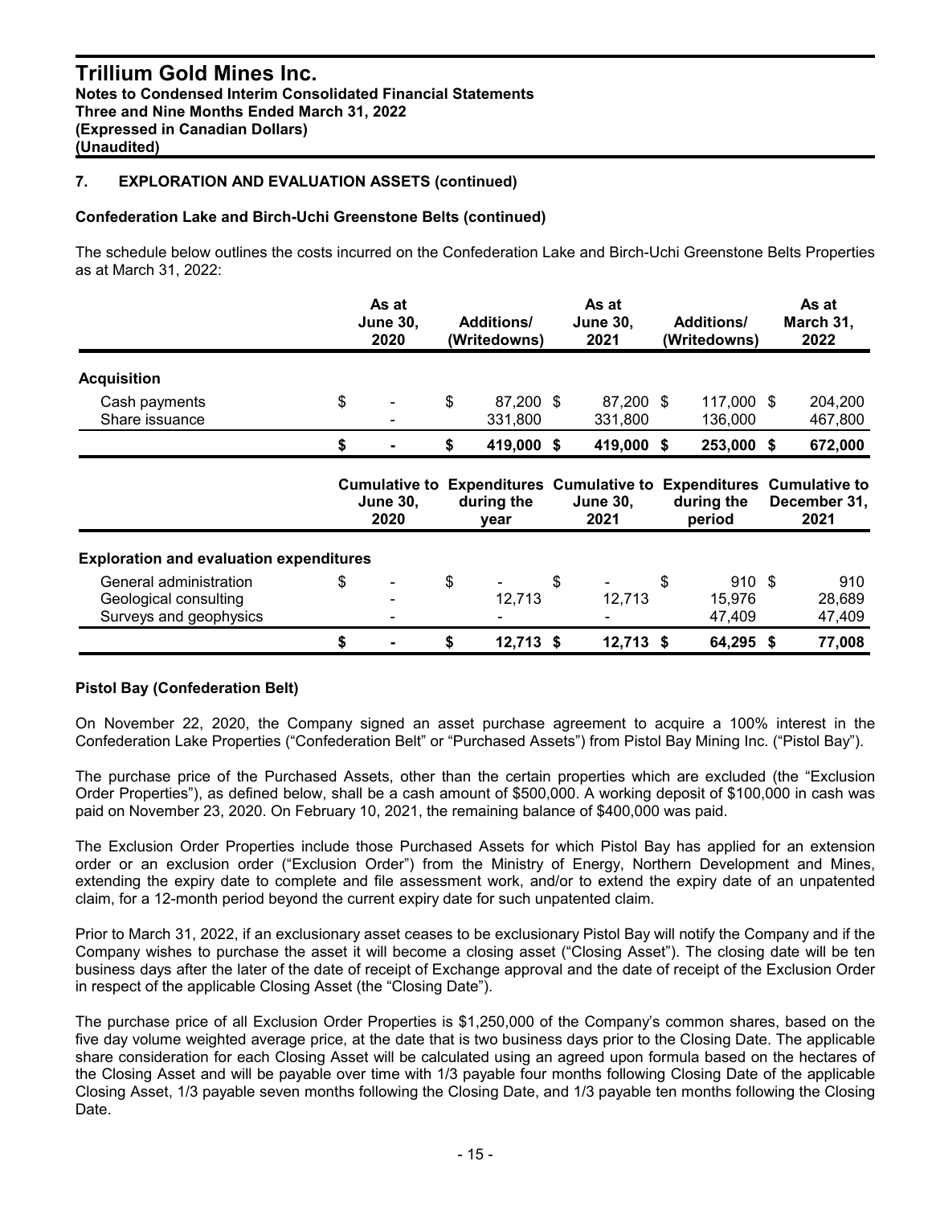## 7. EXPLORATION AND EVALUATION ASSETS (continued)

### Confederation Lake and Birch-Uchi Greenstone Belts (continued)

The schedule below outlines the costs incurred on the Confederation Lake and Birch-Uchi Greenstone Belts Properties as at March 31, 2022:

| | As at June 30, 2020 | Additions/ (Writedowns) | As at June 30, 2021 | Additions/ (Writedowns) | As at March 31, 2022 |
|---|---|---|---|---|---|
| **Acquisition** | | | | | |
| Cash payments | $ - | $ 87,200 | $ 87,200 | $ 117,000 | $ 204,200 |
| Share issuance | - | 331,800 | 331,800 | 136,000 | 467,800 |
| | **$ -** | **$ 419,000** | **$ 419,000** | **$ 253,000** | **$ 672,000** |

| | Cumulative to June 30, 2020 | Expenditures during the year | Cumulative to June 30, 2021 | Expenditures during the period | Cumulative to December 31, 2021 |
|---|---|---|---|---|---|
| **Exploration and evaluation expenditures** | | | | | |
| General administration | $ - | $ - | $ - | $ 910 | $ 910 |
| Geological consulting | - | 12,713 | 12,713 | 15,976 | 28,689 |
| Surveys and geophysics | - | - | - | 47,409 | 47,409 |
| | **$ -** | **$ 12,713** | **$ 12,713** | **$ 64,295** | **$ 77,008** |

### Pistol Bay (Confederation Belt)

On November 22, 2020, the Company signed an asset purchase agreement to acquire a 100% interest in the Confederation Lake Properties ("Confederation Belt" or "Purchased Assets") from Pistol Bay Mining Inc. ("Pistol Bay").

The purchase price of the Purchased Assets, other than the certain properties which are excluded (the "Exclusion Order Properties"), as defined below, shall be a cash amount of $500,000. A working deposit of $100,000 in cash was paid on November 23, 2020. On February 10, 2021, the remaining balance of $400,000 was paid.

The Exclusion Order Properties include those Purchased Assets for which Pistol Bay has applied for an extension order or an exclusion order ("Exclusion Order") from the Ministry of Energy, Northern Development and Mines, extending the expiry date to complete and file assessment work, and/or to extend the expiry date of an unpatented claim, for a 12-month period beyond the current expiry date for such unpatented claim.

Prior to March 31, 2022, if an exclusionary asset ceases to be exclusionary Pistol Bay will notify the Company and if the Company wishes to purchase the asset it will become a closing asset ("Closing Asset"). The closing date will be ten business days after the later of the date of receipt of Exchange approval and the date of receipt of the Exclusion Order in respect of the applicable Closing Asset (the "Closing Date").

The purchase price of all Exclusion Order Properties is $1,250,000 of the Company's common shares, based on the five day volume weighted average price, at the date that is two business days prior to the Closing Date. The applicable share consideration for each Closing Asset will be calculated using an agreed upon formula based on the hectares of the Closing Asset and will be payable over time with 1/3 payable four months following Closing Date of the applicable Closing Asset, 1/3 payable seven months following the Closing Date, and 1/3 payable ten months following the Closing Date.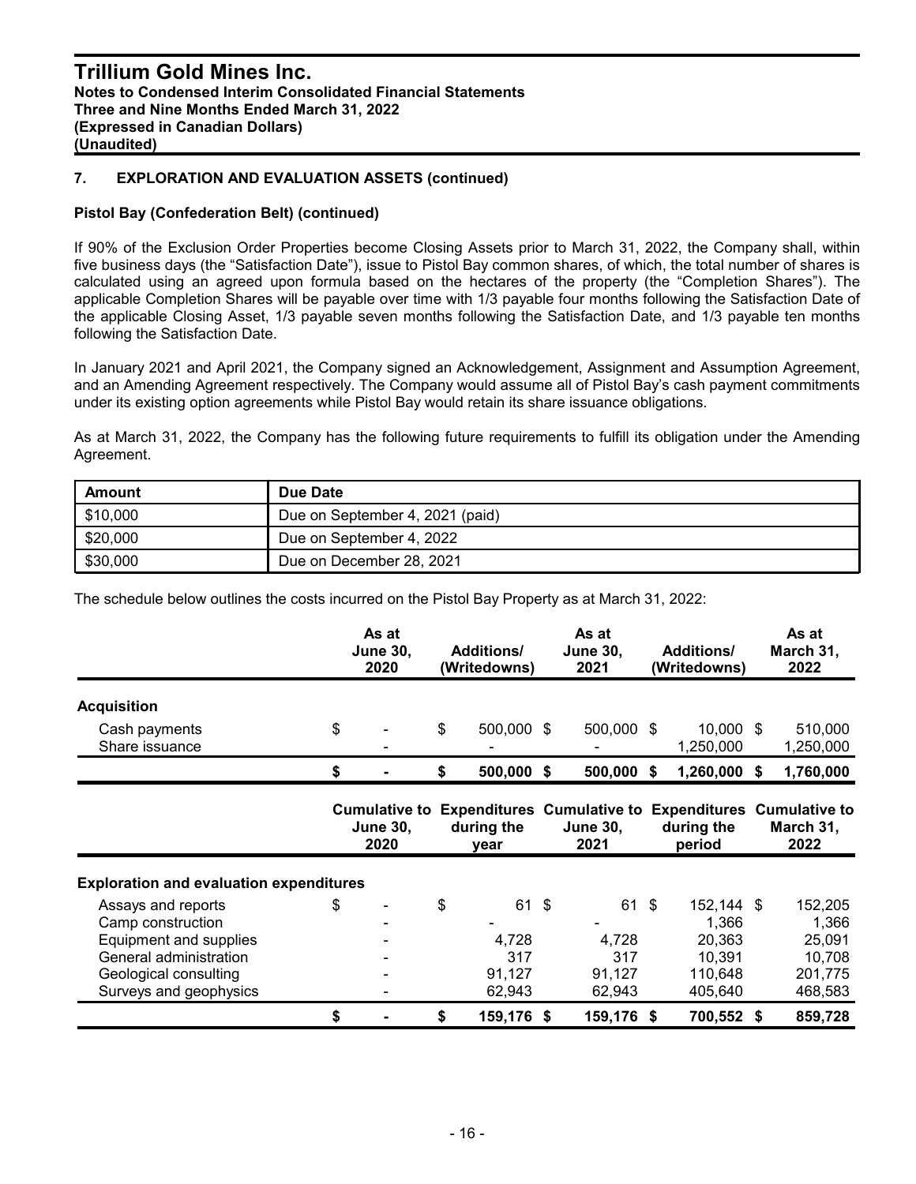## 7. EXPLORATION AND EVALUATION ASSETS (continued)

### Pistol Bay (Confederation Belt) (continued)

If 90% of the Exclusion Order Properties become Closing Assets prior to March 31, 2022, the Company shall, within five business days (the "Satisfaction Date"), issue to Pistol Bay common shares, of which, the total number of shares is calculated using an agreed upon formula based on the hectares of the property (the "Completion Shares"). The applicable Completion Shares will be payable over time with 1/3 payable four months following the Satisfaction Date of the applicable Closing Asset, 1/3 payable seven months following the Satisfaction Date, and 1/3 payable ten months following the Satisfaction Date.

In January 2021 and April 2021, the Company signed an Acknowledgement, Assignment and Assumption Agreement, and an Amending Agreement respectively. The Company would assume all of Pistol Bay's cash payment commitments under its existing option agreements while Pistol Bay would retain its share issuance obligations.

As at March 31, 2022, the Company has the following future requirements to fulfill its obligation under the Amending Agreement.

| Amount | Due Date |
|---|---|
| $10,000 | Due on September 4, 2021 (paid) |
| $20,000 | Due on September 4, 2022 |
| $30,000 | Due on December 28, 2021 |

The schedule below outlines the costs incurred on the Pistol Bay Property as at March 31, 2022:

| | As at June 30, 2020 | Additions/ (Writedowns) | As at June 30, 2021 | Additions/ (Writedowns) | As at March 31, 2022 |
|---|---|---|---|---|---|
| **Acquisition** | | | | | |
| Cash payments | $ - | $ 500,000 | $ 500,000 | $ 10,000 | $ 510,000 |
| Share issuance | - | - | - | 1,250,000 | 1,250,000 |
| | **$ -** | **$ 500,000** | **$ 500,000** | **$ 1,260,000** | **$ 1,760,000** |

| | Cumulative to June 30, 2020 | Expenditures during the year | Cumulative to June 30, 2021 | Expenditures during the period | Cumulative to March 31, 2022 |
|---|---|---|---|---|---|
| **Exploration and evaluation expenditures** | | | | | |
| Assays and reports | $ - | $ 61 | $ 61 | $ 152,144 | $ 152,205 |
| Camp construction | - | - | - | 1,366 | 1,366 |
| Equipment and supplies | - | 4,728 | 4,728 | 20,363 | 25,091 |
| General administration | - | 317 | 317 | 10,391 | 10,708 |
| Geological consulting | - | 91,127 | 91,127 | 110,648 | 201,775 |
| Surveys and geophysics | - | 62,943 | 62,943 | 405,640 | 468,583 |
| | **$ -** | **$ 159,176** | **$ 159,176** | **$ 700,552** | **$ 859,728** |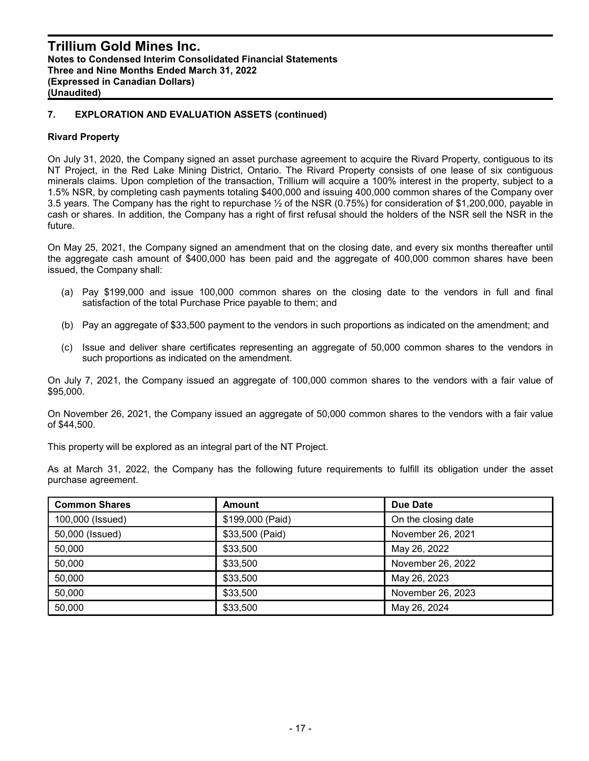## 7. EXPLORATION AND EVALUATION ASSETS (continued)

### Rivard Property

On July 31, 2020, the Company signed an asset purchase agreement to acquire the Rivard Property, contiguous to its NT Project, in the Red Lake Mining District, Ontario. The Rivard Property consists of one lease of six contiguous minerals claims. Upon completion of the transaction, Trillium will acquire a 100% interest in the property, subject to a 1.5% NSR, by completing cash payments totaling $400,000 and issuing 400,000 common shares of the Company over 3.5 years. The Company has the right to repurchase ½ of the NSR (0.75%) for consideration of $1,200,000, payable in cash or shares. In addition, the Company has a right of first refusal should the holders of the NSR sell the NSR in the future.

On May 25, 2021, the Company signed an amendment that on the closing date, and every six months thereafter until the aggregate cash amount of $400,000 has been paid and the aggregate of 400,000 common shares have been issued, the Company shall:

(a) Pay $199,000 and issue 100,000 common shares on the closing date to the vendors in full and final satisfaction of the total Purchase Price payable to them; and

(b) Pay an aggregate of $33,500 payment to the vendors in such proportions as indicated on the amendment; and

(c) Issue and deliver share certificates representing an aggregate of 50,000 common shares to the vendors in such proportions as indicated on the amendment.

On July 7, 2021, the Company issued an aggregate of 100,000 common shares to the vendors with a fair value of $95,000.

On November 26, 2021, the Company issued an aggregate of 50,000 common shares to the vendors with a fair value of $44,500.

This property will be explored as an integral part of the NT Project.

As at March 31, 2022, the Company has the following future requirements to fulfill its obligation under the asset purchase agreement.

| Common Shares | Amount | Due Date |
|---|---|---|
| 100,000 (Issued) | $199,000 (Paid) | On the closing date |
| 50,000 (Issued) | $33,500 (Paid) | November 26, 2021 |
| 50,000 | $33,500 | May 26, 2022 |
| 50,000 | $33,500 | November 26, 2022 |
| 50,000 | $33,500 | May 26, 2023 |
| 50,000 | $33,500 | November 26, 2023 |
| 50,000 | $33,500 | May 26, 2024 |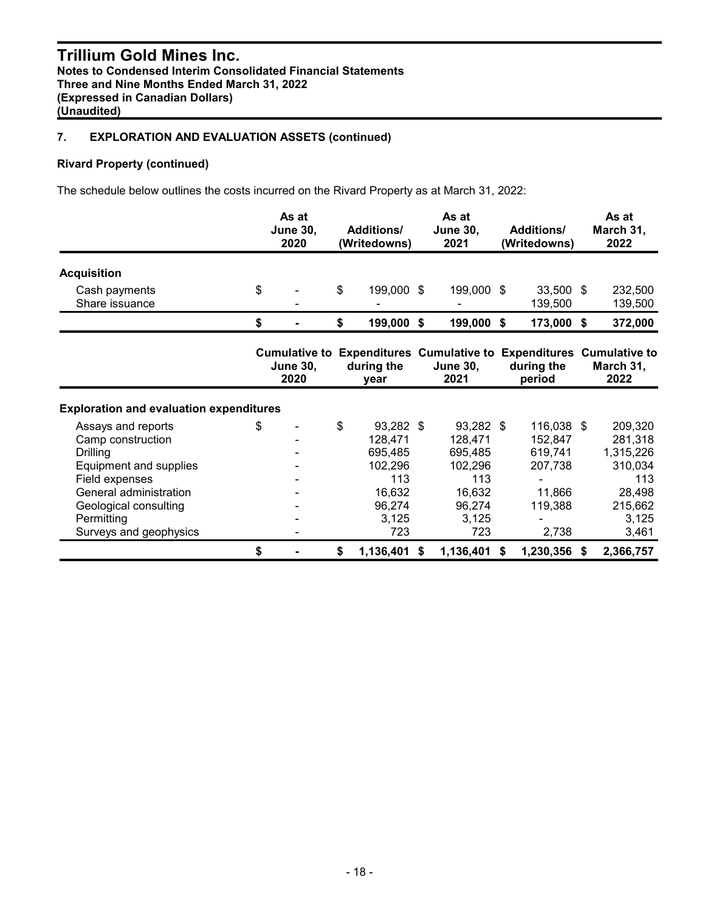## 7. EXPLORATION AND EVALUATION ASSETS (continued)

### Rivard Property (continued)

The schedule below outlines the costs incurred on the Rivard Property as at March 31, 2022:

| | As at June 30, 2020 | Additions/ (Writedowns) | As at June 30, 2021 | Additions/ (Writedowns) | As at March 31, 2022 |
|---|---|---|---|---|---|
| **Acquisition** | | | | | |
| Cash payments | $ - | $ 199,000 | $ 199,000 | $ 33,500 | $ 232,500 |
| Share issuance | - | - | - | 139,500 | 139,500 |
| | **$ -** | **$ 199,000** | **$ 199,000** | **$ 173,000** | **$ 372,000** |

| | Cumulative to June 30, 2020 | Expenditures during the year | Cumulative to June 30, 2021 | Expenditures during the period | Cumulative to March 31, 2022 |
|---|---|---|---|---|---|
| **Exploration and evaluation expenditures** | | | | | |
| Assays and reports | $ - | $ 93,282 | $ 93,282 | $ 116,038 | $ 209,320 |
| Camp construction | - | 128,471 | 128,471 | 152,847 | 281,318 |
| Drilling | - | 695,485 | 695,485 | 619,741 | 1,315,226 |
| Equipment and supplies | - | 102,296 | 102,296 | 207,738 | 310,034 |
| Field expenses | - | 113 | 113 | - | 113 |
| General administration | - | 16,632 | 16,632 | 11,866 | 28,498 |
| Geological consulting | - | 96,274 | 96,274 | 119,388 | 215,662 |
| Permitting | - | 3,125 | 3,125 | - | 3,125 |
| Surveys and geophysics | - | 723 | 723 | 2,738 | 3,461 |
| | **$ -** | **$ 1,136,401** | **$ 1,136,401** | **$ 1,230,356** | **$ 2,366,757** |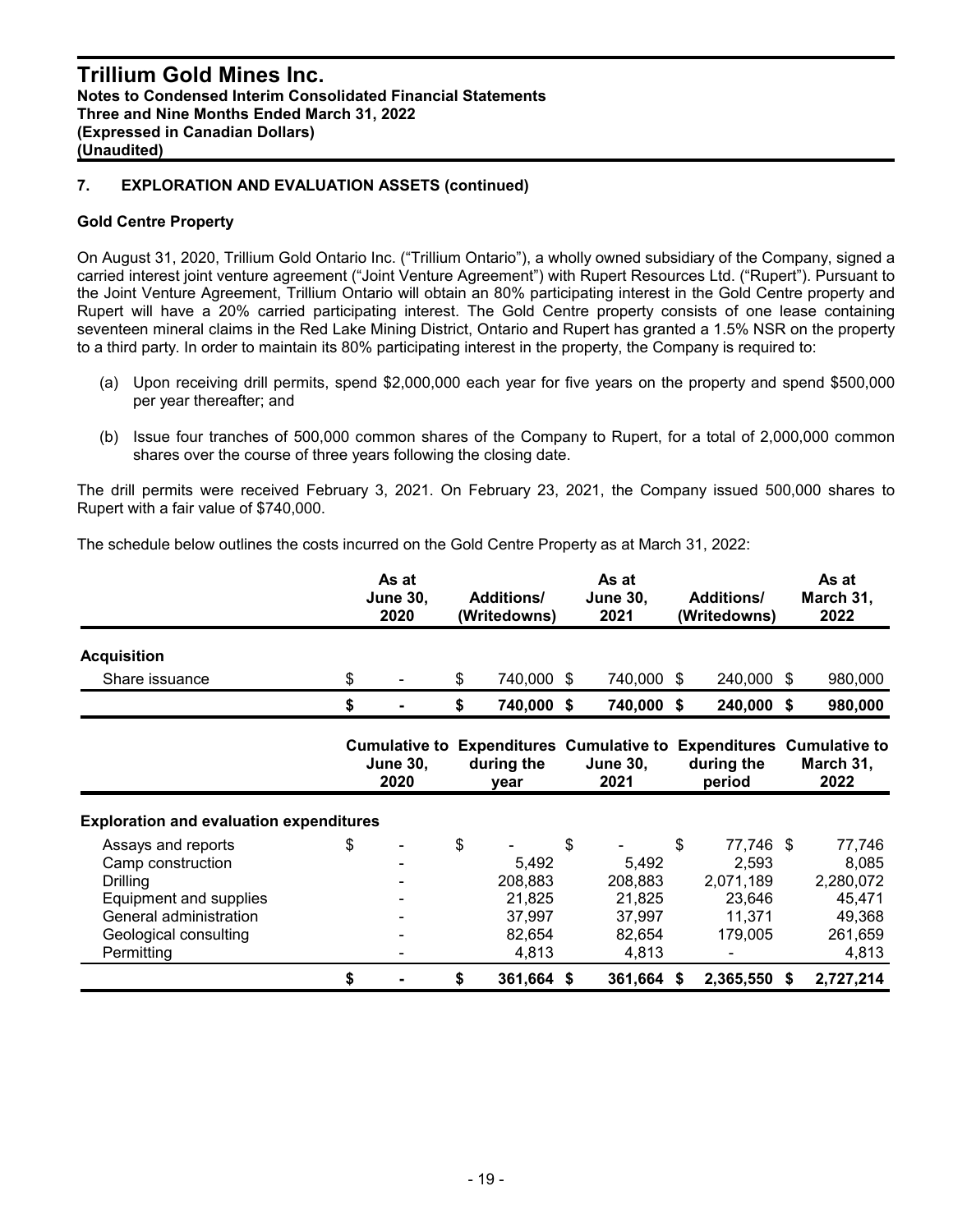**Trillium Gold Mines Inc.**
**Notes to Condensed Interim Consolidated Financial Statements**
**Three and Nine Months Ended March 31, 2022**
**(Expressed in Canadian Dollars)**
**(Unaudited)**

## 7. EXPLORATION AND EVALUATION ASSETS (continued)

### Gold Centre Property

On August 31, 2020, Trillium Gold Ontario Inc. ("Trillium Ontario"), a wholly owned subsidiary of the Company, signed a carried interest joint venture agreement ("Joint Venture Agreement") with Rupert Resources Ltd. ("Rupert"). Pursuant to the Joint Venture Agreement, Trillium Ontario will obtain an 80% participating interest in the Gold Centre property and Rupert will have a 20% carried participating interest. The Gold Centre property consists of one lease containing seventeen mineral claims in the Red Lake Mining District, Ontario and Rupert has granted a 1.5% NSR on the property to a third party. In order to maintain its 80% participating interest in the property, the Company is required to:

(a) Upon receiving drill permits, spend \$2,000,000 each year for five years on the property and spend \$500,000 per year thereafter; and

(b) Issue four tranches of 500,000 common shares of the Company to Rupert, for a total of 2,000,000 common shares over the course of three years following the closing date.

The drill permits were received February 3, 2021. On February 23, 2021, the Company issued 500,000 shares to Rupert with a fair value of \$740,000.

The schedule below outlines the costs incurred on the Gold Centre Property as at March 31, 2022:

| | As at June 30, 2020 | Additions/ (Writedowns) | As at June 30, 2021 | Additions/ (Writedowns) | As at March 31, 2022 |
|---|---|---|---|---|---|
| **Acquisition** | | | | | |
| Share issuance | $ - | $ 740,000 | $ 740,000 | $ 240,000 | $ 980,000 |
| | **$ -** | **$ 740,000** | **$ 740,000** | **$ 240,000** | **$ 980,000** |

| | Cumulative to June 30, 2020 | Expenditures during the year | Cumulative to June 30, 2021 | Expenditures during the period | Cumulative to March 31, 2022 |
|---|---|---|---|---|---|
| **Exploration and evaluation expenditures** | | | | | |
| Assays and reports | $ - | $ - | $ - | $ 77,746 | $ 77,746 |
| Camp construction | - | 5,492 | 5,492 | 2,593 | 8,085 |
| Drilling | - | 208,883 | 208,883 | 2,071,189 | 2,280,072 |
| Equipment and supplies | - | 21,825 | 21,825 | 23,646 | 45,471 |
| General administration | - | 37,997 | 37,997 | 11,371 | 49,368 |
| Geological consulting | - | 82,654 | 82,654 | 179,005 | 261,659 |
| Permitting | - | 4,813 | 4,813 | - | 4,813 |
| | **$ -** | **$ 361,664** | **$ 361,664** | **$ 2,365,550** | **$ 2,727,214** |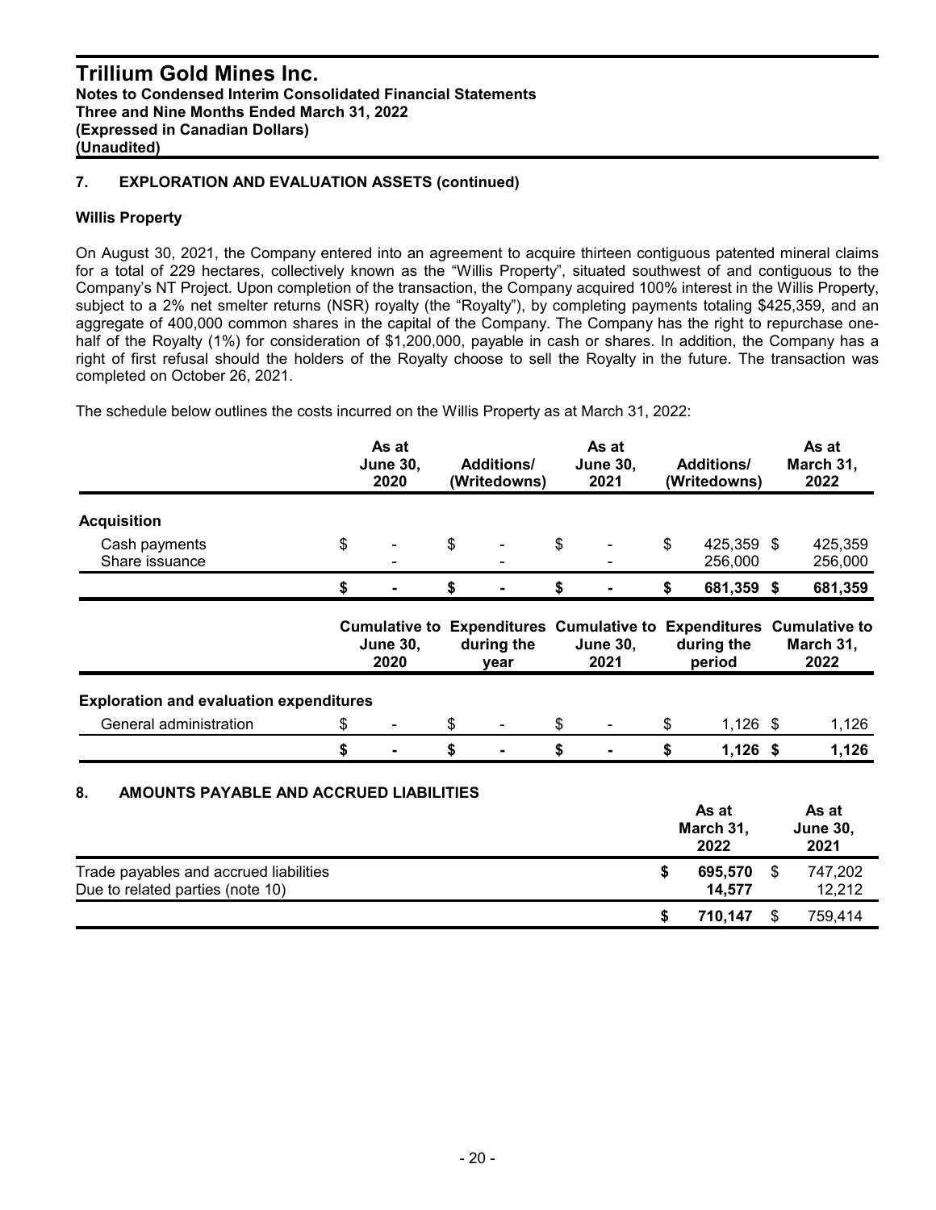## 7. EXPLORATION AND EVALUATION ASSETS (continued)

### Willis Property

On August 30, 2021, the Company entered into an agreement to acquire thirteen contiguous patented mineral claims for a total of 229 hectares, collectively known as the "Willis Property", situated southwest of and contiguous to the Company's NT Project. Upon completion of the transaction, the Company acquired 100% interest in the Willis Property, subject to a 2% net smelter returns (NSR) royalty (the "Royalty"), by completing payments totaling $425,359, and an aggregate of 400,000 common shares in the capital of the Company. The Company has the right to repurchase one-half of the Royalty (1%) for consideration of $1,200,000, payable in cash or shares. In addition, the Company has a right of first refusal should the holders of the Royalty choose to sell the Royalty in the future. The transaction was completed on October 26, 2021.

The schedule below outlines the costs incurred on the Willis Property as at March 31, 2022:

| | As at June 30, 2020 | Additions/ (Writedowns) | As at June 30, 2021 | Additions/ (Writedowns) | As at March 31, 2022 |
|---|---|---|---|---|---|
| **Acquisition** | | | | | |
| Cash payments | $ - | $ - | $ - | $ 425,359 | $ 425,359 |
| Share issuance | - | - | - | 256,000 | 256,000 |
| | **$ -** | **$ -** | **$ -** | **$ 681,359** | **$ 681,359** |

| | Cumulative to June 30, 2020 | Expenditures during the year | Cumulative to June 30, 2021 | Expenditures during the period | Cumulative to March 31, 2022 |
|---|---|---|---|---|---|
| **Exploration and evaluation expenditures** | | | | | |
| General administration | $ - | $ - | $ - | $ 1,126 | $ 1,126 |
| | **$ -** | **$ -** | **$ -** | **$ 1,126** | **$ 1,126** |

## 8. AMOUNTS PAYABLE AND ACCRUED LIABILITIES

| | As at March 31, 2022 | As at June 30, 2021 |
|---|---|---|
| Trade payables and accrued liabilities | **$ 695,570** | $ 747,202 |
| Due to related parties (note 10) | **14,577** | 12,212 |
| | **$ 710,147** | $ 759,414 |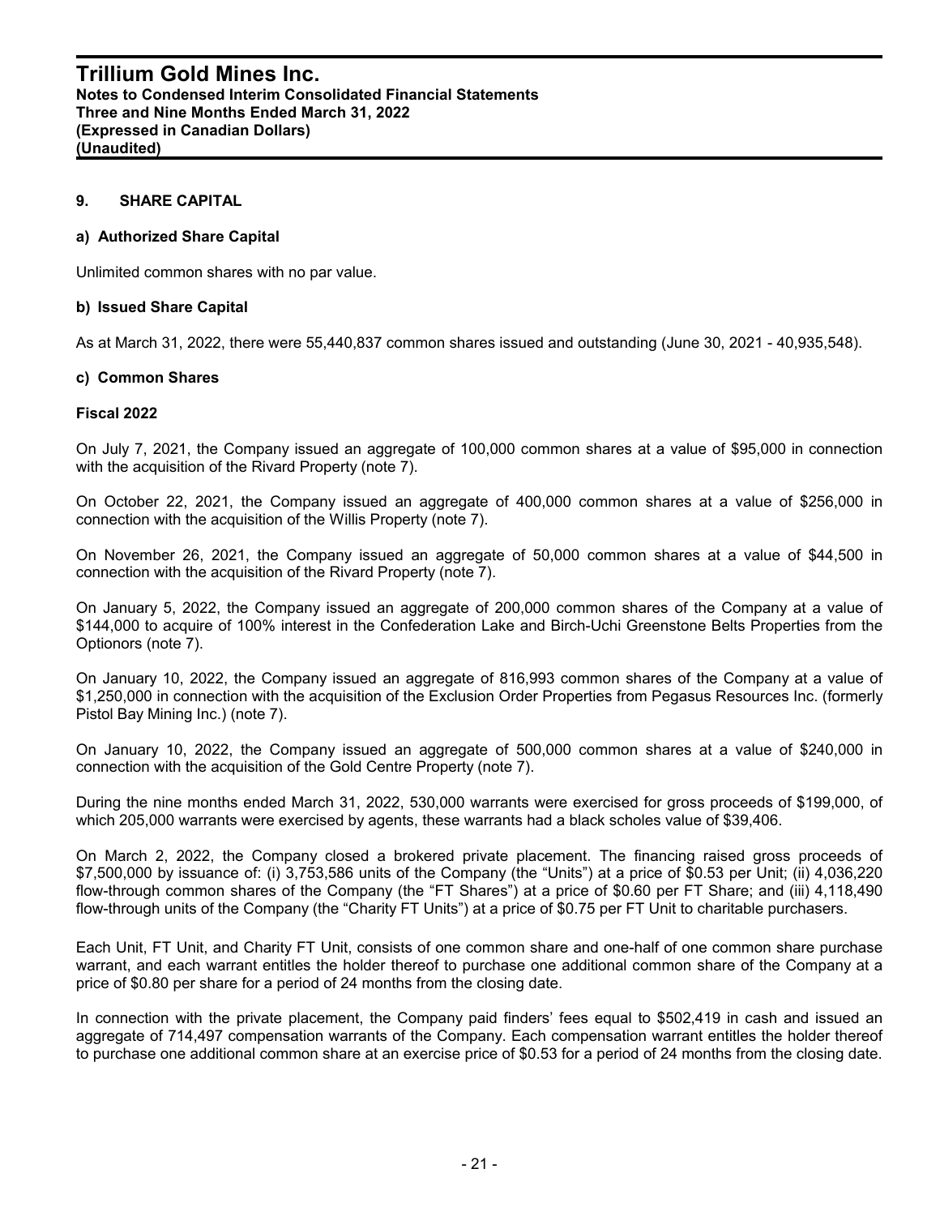## 9. SHARE CAPITAL

### a) Authorized Share Capital

Unlimited common shares with no par value.

### b) Issued Share Capital

As at March 31, 2022, there were 55,440,837 common shares issued and outstanding (June 30, 2021 - 40,935,548).

### c) Common Shares

**Fiscal 2022**

On July 7, 2021, the Company issued an aggregate of 100,000 common shares at a value of $95,000 in connection with the acquisition of the Rivard Property (note 7).

On October 22, 2021, the Company issued an aggregate of 400,000 common shares at a value of $256,000 in connection with the acquisition of the Willis Property (note 7).

On November 26, 2021, the Company issued an aggregate of 50,000 common shares at a value of $44,500 in connection with the acquisition of the Rivard Property (note 7).

On January 5, 2022, the Company issued an aggregate of 200,000 common shares of the Company at a value of $144,000 to acquire of 100% interest in the Confederation Lake and Birch-Uchi Greenstone Belts Properties from the Optionors (note 7).

On January 10, 2022, the Company issued an aggregate of 816,993 common shares of the Company at a value of $1,250,000 in connection with the acquisition of the Exclusion Order Properties from Pegasus Resources Inc. (formerly Pistol Bay Mining Inc.) (note 7).

On January 10, 2022, the Company issued an aggregate of 500,000 common shares at a value of $240,000 in connection with the acquisition of the Gold Centre Property (note 7).

During the nine months ended March 31, 2022, 530,000 warrants were exercised for gross proceeds of $199,000, of which 205,000 warrants were exercised by agents, these warrants had a black scholes value of $39,406.

On March 2, 2022, the Company closed a brokered private placement. The financing raised gross proceeds of $7,500,000 by issuance of: (i) 3,753,586 units of the Company (the "Units") at a price of $0.53 per Unit; (ii) 4,036,220 flow-through common shares of the Company (the "FT Shares") at a price of $0.60 per FT Share; and (iii) 4,118,490 flow-through units of the Company (the "Charity FT Units") at a price of $0.75 per FT Unit to charitable purchasers.

Each Unit, FT Unit, and Charity FT Unit, consists of one common share and one-half of one common share purchase warrant, and each warrant entitles the holder thereof to purchase one additional common share of the Company at a price of $0.80 per share for a period of 24 months from the closing date.

In connection with the private placement, the Company paid finders' fees equal to $502,419 in cash and issued an aggregate of 714,497 compensation warrants of the Company. Each compensation warrant entitles the holder thereof to purchase one additional common share at an exercise price of $0.53 for a period of 24 months from the closing date.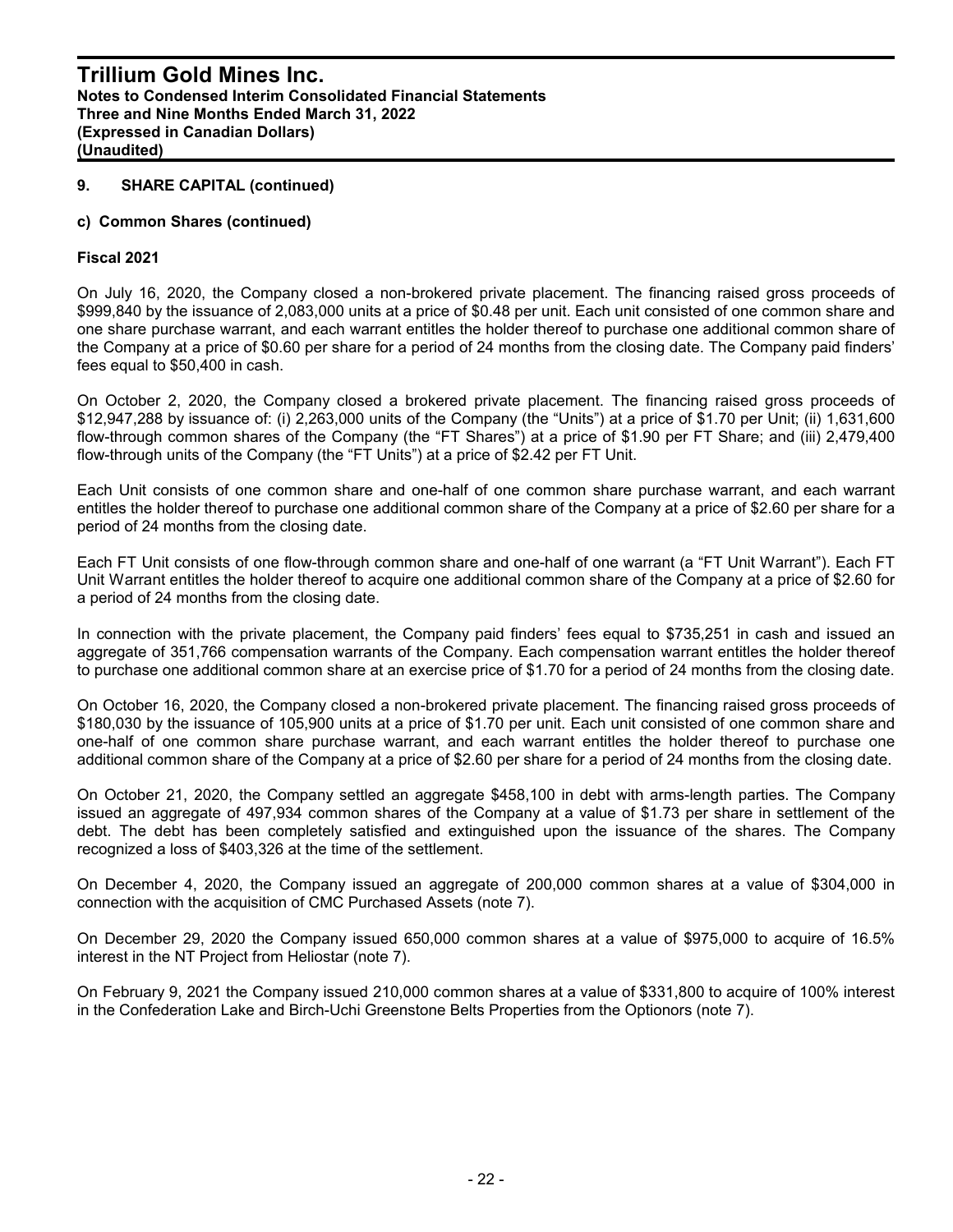## 9. SHARE CAPITAL (continued)

### c) Common Shares (continued)

**Fiscal 2021**

On July 16, 2020, the Company closed a non-brokered private placement. The financing raised gross proceeds of $999,840 by the issuance of 2,083,000 units at a price of $0.48 per unit. Each unit consisted of one common share and one share purchase warrant, and each warrant entitles the holder thereof to purchase one additional common share of the Company at a price of $0.60 per share for a period of 24 months from the closing date. The Company paid finders' fees equal to $50,400 in cash.

On October 2, 2020, the Company closed a brokered private placement. The financing raised gross proceeds of $12,947,288 by issuance of: (i) 2,263,000 units of the Company (the "Units") at a price of $1.70 per Unit; (ii) 1,631,600 flow-through common shares of the Company (the "FT Shares") at a price of $1.90 per FT Share; and (iii) 2,479,400 flow-through units of the Company (the "FT Units") at a price of $2.42 per FT Unit.

Each Unit consists of one common share and one-half of one common share purchase warrant, and each warrant entitles the holder thereof to purchase one additional common share of the Company at a price of $2.60 per share for a period of 24 months from the closing date.

Each FT Unit consists of one flow-through common share and one-half of one warrant (a "FT Unit Warrant"). Each FT Unit Warrant entitles the holder thereof to acquire one additional common share of the Company at a price of $2.60 for a period of 24 months from the closing date.

In connection with the private placement, the Company paid finders' fees equal to $735,251 in cash and issued an aggregate of 351,766 compensation warrants of the Company. Each compensation warrant entitles the holder thereof to purchase one additional common share at an exercise price of $1.70 for a period of 24 months from the closing date.

On October 16, 2020, the Company closed a non-brokered private placement. The financing raised gross proceeds of $180,030 by the issuance of 105,900 units at a price of $1.70 per unit. Each unit consisted of one common share and one-half of one common share purchase warrant, and each warrant entitles the holder thereof to purchase one additional common share of the Company at a price of $2.60 per share for a period of 24 months from the closing date.

On October 21, 2020, the Company settled an aggregate $458,100 in debt with arms-length parties. The Company issued an aggregate of 497,934 common shares of the Company at a value of $1.73 per share in settlement of the debt. The debt has been completely satisfied and extinguished upon the issuance of the shares. The Company recognized a loss of $403,326 at the time of the settlement.

On December 4, 2020, the Company issued an aggregate of 200,000 common shares at a value of $304,000 in connection with the acquisition of CMC Purchased Assets (note 7).

On December 29, 2020 the Company issued 650,000 common shares at a value of $975,000 to acquire of 16.5% interest in the NT Project from Heliostar (note 7).

On February 9, 2021 the Company issued 210,000 common shares at a value of $331,800 to acquire of 100% interest in the Confederation Lake and Birch-Uchi Greenstone Belts Properties from the Optionors (note 7).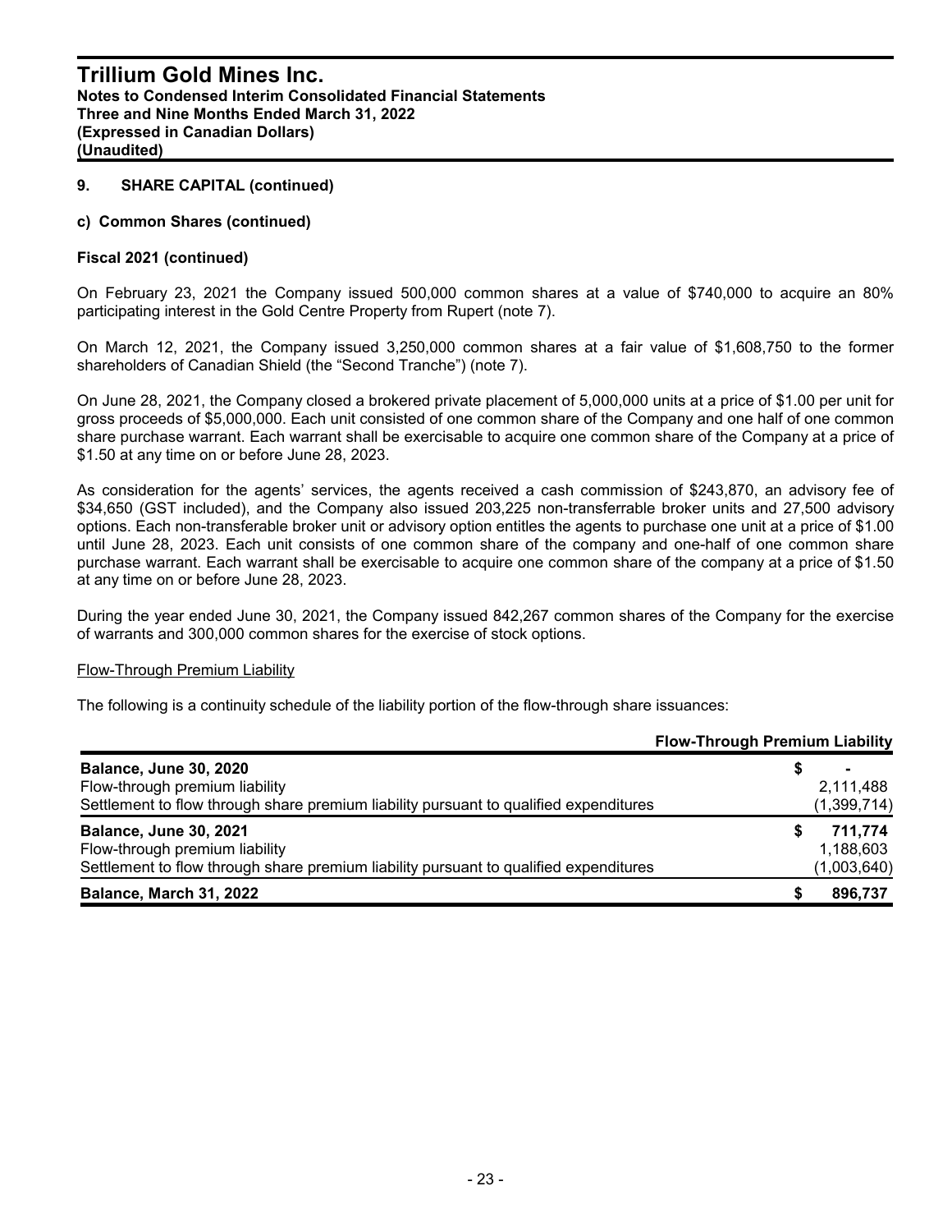## 9. SHARE CAPITAL (continued)

### c) Common Shares (continued)

**Fiscal 2021 (continued)**

On February 23, 2021 the Company issued 500,000 common shares at a value of $740,000 to acquire an 80% participating interest in the Gold Centre Property from Rupert (note 7).

On March 12, 2021, the Company issued 3,250,000 common shares at a fair value of $1,608,750 to the former shareholders of Canadian Shield (the "Second Tranche") (note 7).

On June 28, 2021, the Company closed a brokered private placement of 5,000,000 units at a price of $1.00 per unit for gross proceeds of $5,000,000. Each unit consisted of one common share of the Company and one half of one common share purchase warrant. Each warrant shall be exercisable to acquire one common share of the Company at a price of $1.50 at any time on or before June 28, 2023.

As consideration for the agents' services, the agents received a cash commission of $243,870, an advisory fee of $34,650 (GST included), and the Company also issued 203,225 non-transferrable broker units and 27,500 advisory options. Each non-transferable broker unit or advisory option entitles the agents to purchase one unit at a price of $1.00 until June 28, 2023. Each unit consists of one common share of the company and one-half of one common share purchase warrant. Each warrant shall be exercisable to acquire one common share of the company at a price of $1.50 at any time on or before June 28, 2023.

During the year ended June 30, 2021, the Company issued 842,267 common shares of the Company for the exercise of warrants and 300,000 common shares for the exercise of stock options.

Flow-Through Premium Liability

The following is a continuity schedule of the liability portion of the flow-through share issuances:

| | Flow-Through Premium Liability |
|---|---|
| **Balance, June 30, 2020** | $ - |
| Flow-through premium liability | 2,111,488 |
| Settlement to flow through share premium liability pursuant to qualified expenditures | (1,399,714) |
| **Balance, June 30, 2021** | **$ 711,774** |
| Flow-through premium liability | 1,188,603 |
| Settlement to flow through share premium liability pursuant to qualified expenditures | (1,003,640) |
| **Balance, March 31, 2022** | **$ 896,737** |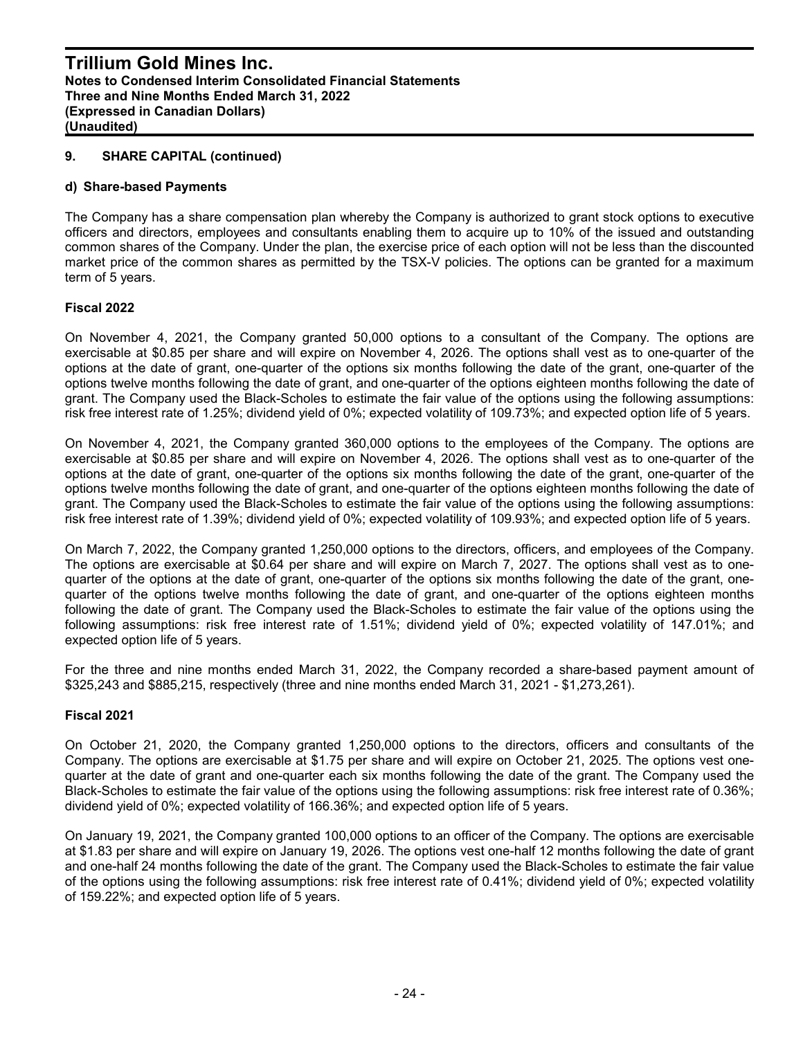## 9. SHARE CAPITAL (continued)

### d) Share-based Payments

The Company has a share compensation plan whereby the Company is authorized to grant stock options to executive officers and directors, employees and consultants enabling them to acquire up to 10% of the issued and outstanding common shares of the Company. Under the plan, the exercise price of each option will not be less than the discounted market price of the common shares as permitted by the TSX-V policies. The options can be granted for a maximum term of 5 years.

**Fiscal 2022**

On November 4, 2021, the Company granted 50,000 options to a consultant of the Company. The options are exercisable at $0.85 per share and will expire on November 4, 2026. The options shall vest as to one-quarter of the options at the date of grant, one-quarter of the options six months following the date of the grant, one-quarter of the options twelve months following the date of grant, and one-quarter of the options eighteen months following the date of grant. The Company used the Black-Scholes to estimate the fair value of the options using the following assumptions: risk free interest rate of 1.25%; dividend yield of 0%; expected volatility of 109.73%; and expected option life of 5 years.

On November 4, 2021, the Company granted 360,000 options to the employees of the Company. The options are exercisable at $0.85 per share and will expire on November 4, 2026. The options shall vest as to one-quarter of the options at the date of grant, one-quarter of the options six months following the date of the grant, one-quarter of the options twelve months following the date of grant, and one-quarter of the options eighteen months following the date of grant. The Company used the Black-Scholes to estimate the fair value of the options using the following assumptions: risk free interest rate of 1.39%; dividend yield of 0%; expected volatility of 109.93%; and expected option life of 5 years.

On March 7, 2022, the Company granted 1,250,000 options to the directors, officers, and employees of the Company. The options are exercisable at $0.64 per share and will expire on March 7, 2027. The options shall vest as to one-quarter of the options at the date of grant, one-quarter of the options six months following the date of the grant, one-quarter of the options twelve months following the date of grant, and one-quarter of the options eighteen months following the date of grant. The Company used the Black-Scholes to estimate the fair value of the options using the following assumptions: risk free interest rate of 1.51%; dividend yield of 0%; expected volatility of 147.01%; and expected option life of 5 years.

For the three and nine months ended March 31, 2022, the Company recorded a share-based payment amount of $325,243 and $885,215, respectively (three and nine months ended March 31, 2021 - $1,273,261).

**Fiscal 2021**

On October 21, 2020, the Company granted 1,250,000 options to the directors, officers and consultants of the Company. The options are exercisable at $1.75 per share and will expire on October 21, 2025. The options vest one-quarter at the date of grant and one-quarter each six months following the date of the grant. The Company used the Black-Scholes to estimate the fair value of the options using the following assumptions: risk free interest rate of 0.36%; dividend yield of 0%; expected volatility of 166.36%; and expected option life of 5 years.

On January 19, 2021, the Company granted 100,000 options to an officer of the Company. The options are exercisable at $1.83 per share and will expire on January 19, 2026. The options vest one-half 12 months following the date of grant and one-half 24 months following the date of the grant. The Company used the Black-Scholes to estimate the fair value of the options using the following assumptions: risk free interest rate of 0.41%; dividend yield of 0%; expected volatility of 159.22%; and expected option life of 5 years.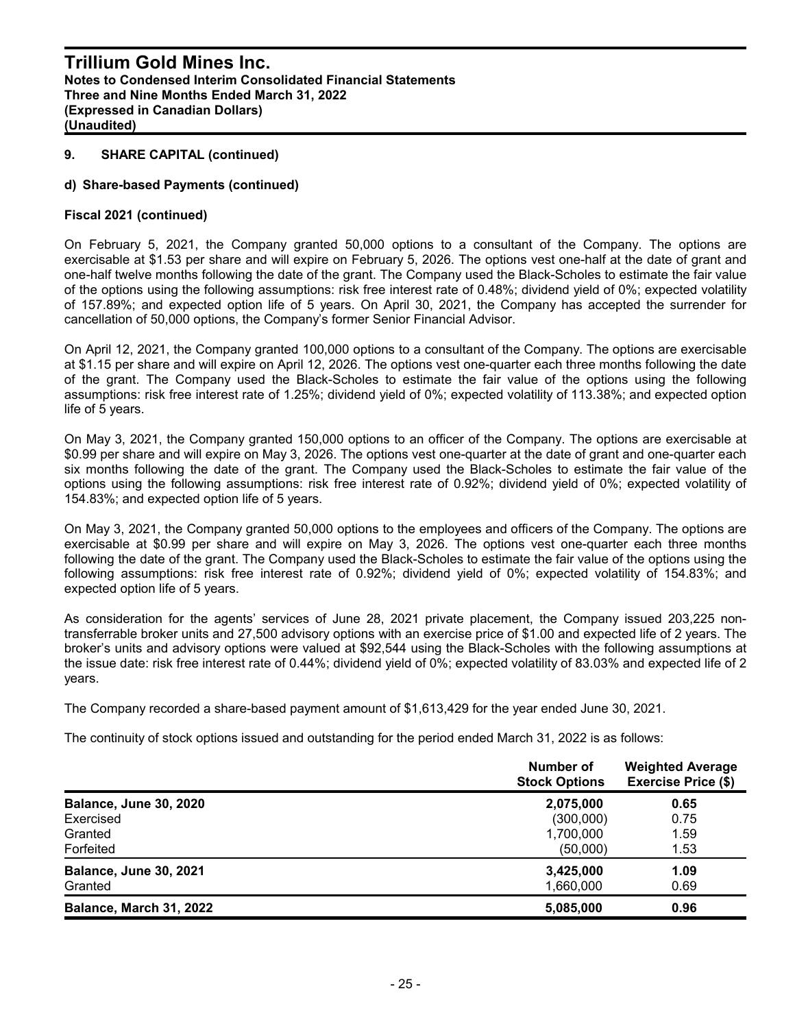## 9. SHARE CAPITAL (continued)

### d) Share-based Payments (continued)

**Fiscal 2021 (continued)**

On February 5, 2021, the Company granted 50,000 options to a consultant of the Company. The options are exercisable at $1.53 per share and will expire on February 5, 2026. The options vest one-half at the date of grant and one-half twelve months following the date of the grant. The Company used the Black-Scholes to estimate the fair value of the options using the following assumptions: risk free interest rate of 0.48%; dividend yield of 0%; expected volatility of 157.89%; and expected option life of 5 years. On April 30, 2021, the Company has accepted the surrender for cancellation of 50,000 options, the Company's former Senior Financial Advisor.

On April 12, 2021, the Company granted 100,000 options to a consultant of the Company. The options are exercisable at $1.15 per share and will expire on April 12, 2026. The options vest one-quarter each three months following the date of the grant. The Company used the Black-Scholes to estimate the fair value of the options using the following assumptions: risk free interest rate of 1.25%; dividend yield of 0%; expected volatility of 113.38%; and expected option life of 5 years.

On May 3, 2021, the Company granted 150,000 options to an officer of the Company. The options are exercisable at $0.99 per share and will expire on May 3, 2026. The options vest one-quarter at the date of grant and one-quarter each six months following the date of the grant. The Company used the Black-Scholes to estimate the fair value of the options using the following assumptions: risk free interest rate of 0.92%; dividend yield of 0%; expected volatility of 154.83%; and expected option life of 5 years.

On May 3, 2021, the Company granted 50,000 options to the employees and officers of the Company. The options are exercisable at $0.99 per share and will expire on May 3, 2026. The options vest one-quarter each three months following the date of the grant. The Company used the Black-Scholes to estimate the fair value of the options using the following assumptions: risk free interest rate of 0.92%; dividend yield of 0%; expected volatility of 154.83%; and expected option life of 5 years.

As consideration for the agents' services of June 28, 2021 private placement, the Company issued 203,225 non-transferrable broker units and 27,500 advisory options with an exercise price of $1.00 and expected life of 2 years. The broker's units and advisory options were valued at $92,544 using the Black-Scholes with the following assumptions at the issue date: risk free interest rate of 0.44%; dividend yield of 0%; expected volatility of 83.03% and expected life of 2 years.

The Company recorded a share-based payment amount of $1,613,429 for the year ended June 30, 2021.

The continuity of stock options issued and outstanding for the period ended March 31, 2022 is as follows:

| | Number of Stock Options | Weighted Average Exercise Price ($) |
|---|---|---|
| **Balance, June 30, 2020** | **2,075,000** | **0.65** |
| Exercised | (300,000) | 0.75 |
| Granted | 1,700,000 | 1.59 |
| Forfeited | (50,000) | 1.53 |
| **Balance, June 30, 2021** | **3,425,000** | **1.09** |
| Granted | 1,660,000 | 0.69 |
| **Balance, March 31, 2022** | **5,085,000** | **0.96** |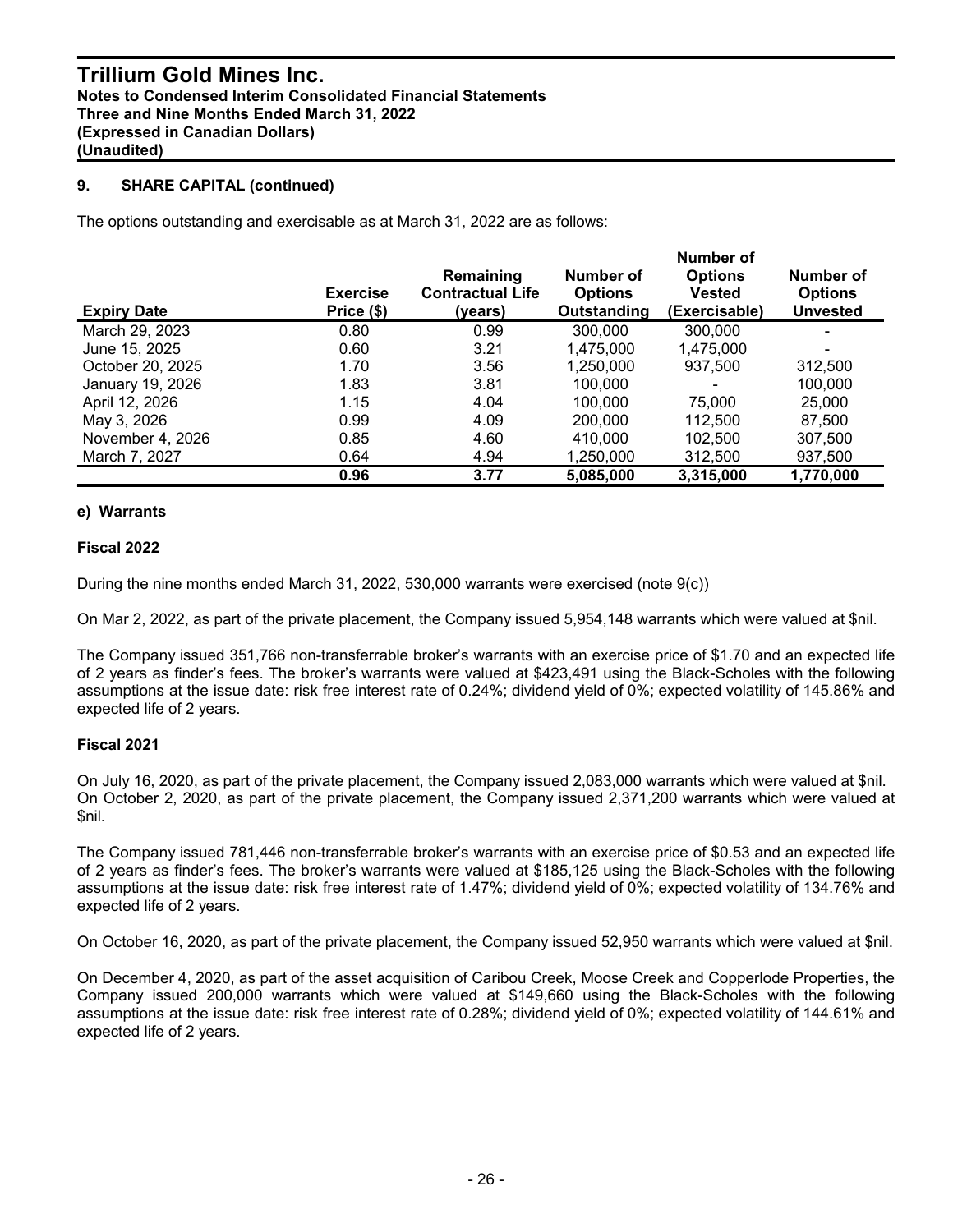## 9. SHARE CAPITAL (continued)

The options outstanding and exercisable as at March 31, 2022 are as follows:

| Expiry Date | Exercise Price ($) | Remaining Contractual Life (years) | Number of Options Outstanding | Number of Options Vested (Exercisable) | Number of Options Unvested |
|---|---|---|---|---|---|
| March 29, 2023 | 0.80 | 0.99 | 300,000 | 300,000 | - |
| June 15, 2025 | 0.60 | 3.21 | 1,475,000 | 1,475,000 | - |
| October 20, 2025 | 1.70 | 3.56 | 1,250,000 | 937,500 | 312,500 |
| January 19, 2026 | 1.83 | 3.81 | 100,000 | - | 100,000 |
| April 12, 2026 | 1.15 | 4.04 | 100,000 | 75,000 | 25,000 |
| May 3, 2026 | 0.99 | 4.09 | 200,000 | 112,500 | 87,500 |
| November 4, 2026 | 0.85 | 4.60 | 410,000 | 102,500 | 307,500 |
| March 7, 2027 | 0.64 | 4.94 | 1,250,000 | 312,500 | 937,500 |
| | **0.96** | **3.77** | **5,085,000** | **3,315,000** | **1,770,000** |

### e) Warrants

#### Fiscal 2022

During the nine months ended March 31, 2022, 530,000 warrants were exercised (note 9(c))

On Mar 2, 2022, as part of the private placement, the Company issued 5,954,148 warrants which were valued at $nil.

The Company issued 351,766 non-transferrable broker's warrants with an exercise price of $1.70 and an expected life of 2 years as finder's fees. The broker's warrants were valued at $423,491 using the Black-Scholes with the following assumptions at the issue date: risk free interest rate of 0.24%; dividend yield of 0%; expected volatility of 145.86% and expected life of 2 years.

#### Fiscal 2021

On July 16, 2020, as part of the private placement, the Company issued 2,083,000 warrants which were valued at $nil. On October 2, 2020, as part of the private placement, the Company issued 2,371,200 warrants which were valued at $nil.

The Company issued 781,446 non-transferrable broker's warrants with an exercise price of $0.53 and an expected life of 2 years as finder's fees. The broker's warrants were valued at $185,125 using the Black-Scholes with the following assumptions at the issue date: risk free interest rate of 1.47%; dividend yield of 0%; expected volatility of 134.76% and expected life of 2 years.

On October 16, 2020, as part of the private placement, the Company issued 52,950 warrants which were valued at $nil.

On December 4, 2020, as part of the asset acquisition of Caribou Creek, Moose Creek and Copperlode Properties, the Company issued 200,000 warrants which were valued at $149,660 using the Black-Scholes with the following assumptions at the issue date: risk free interest rate of 0.28%; dividend yield of 0%; expected volatility of 144.61% and expected life of 2 years.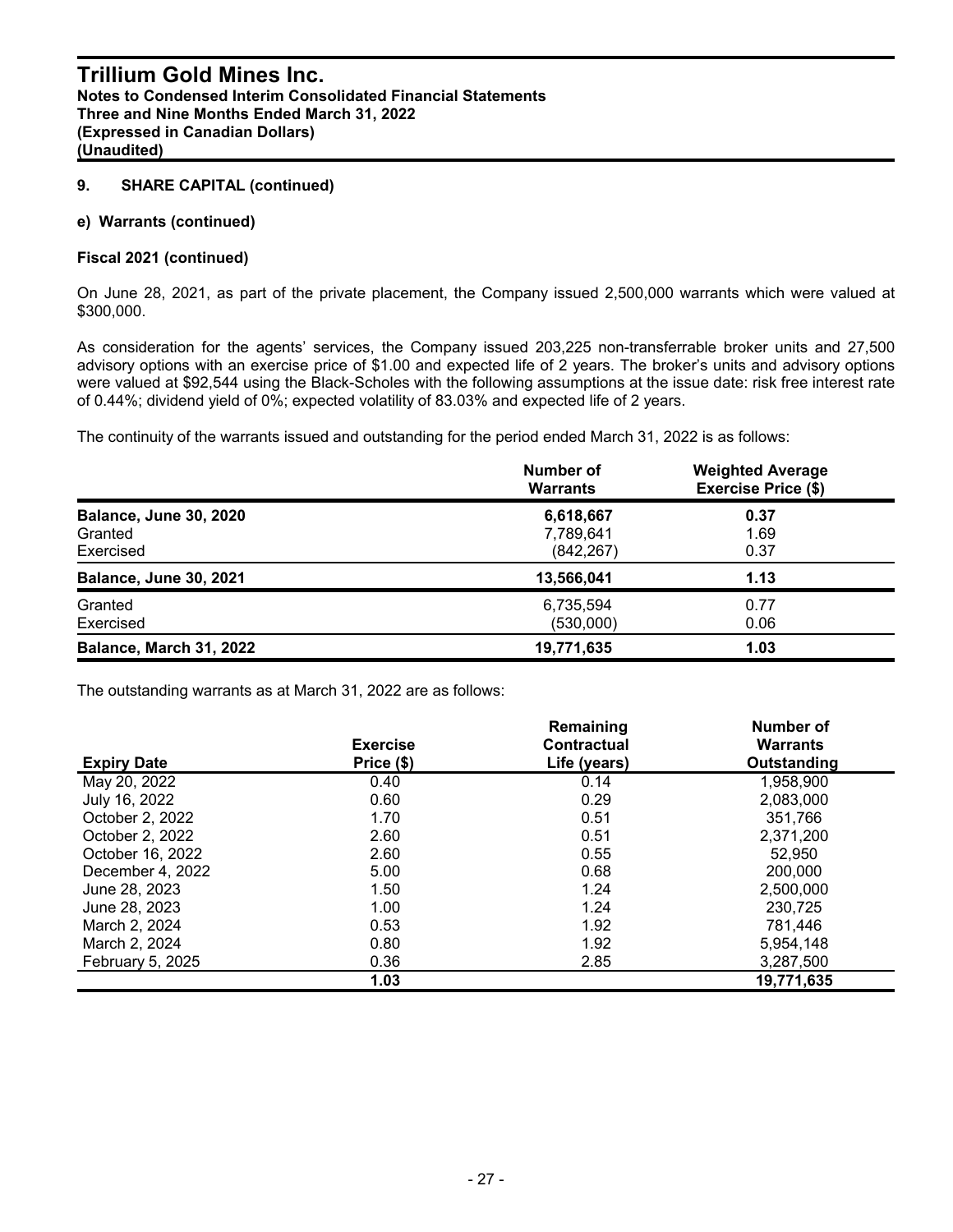## 9. SHARE CAPITAL (continued)

### e) Warrants (continued)

**Fiscal 2021 (continued)**

On June 28, 2021, as part of the private placement, the Company issued 2,500,000 warrants which were valued at $300,000.

As consideration for the agents' services, the Company issued 203,225 non-transferrable broker units and 27,500 advisory options with an exercise price of $1.00 and expected life of 2 years. The broker's units and advisory options were valued at $92,544 using the Black-Scholes with the following assumptions at the issue date: risk free interest rate of 0.44%; dividend yield of 0%; expected volatility of 83.03% and expected life of 2 years.

The continuity of the warrants issued and outstanding for the period ended March 31, 2022 is as follows:

| | Number of Warrants | Weighted Average Exercise Price ($) |
|---|---|---|
| **Balance, June 30, 2020** | **6,618,667** | **0.37** |
| Granted | 7,789,641 | 1.69 |
| Exercised | (842,267) | 0.37 |
| **Balance, June 30, 2021** | **13,566,041** | **1.13** |
| Granted | 6,735,594 | 0.77 |
| Exercised | (530,000) | 0.06 |
| **Balance, March 31, 2022** | **19,771,635** | **1.03** |

The outstanding warrants as at March 31, 2022 are as follows:

| Expiry Date | Exercise Price ($) | Remaining Contractual Life (years) | Number of Warrants Outstanding |
|---|---|---|---|
| May 20, 2022 | 0.40 | 0.14 | 1,958,900 |
| July 16, 2022 | 0.60 | 0.29 | 2,083,000 |
| October 2, 2022 | 1.70 | 0.51 | 351,766 |
| October 2, 2022 | 2.60 | 0.51 | 2,371,200 |
| October 16, 2022 | 2.60 | 0.55 | 52,950 |
| December 4, 2022 | 5.00 | 0.68 | 200,000 |
| June 28, 2023 | 1.50 | 1.24 | 2,500,000 |
| June 28, 2023 | 1.00 | 1.24 | 230,725 |
| March 2, 2024 | 0.53 | 1.92 | 781,446 |
| March 2, 2024 | 0.80 | 1.92 | 5,954,148 |
| February 5, 2025 | 0.36 | 2.85 | 3,287,500 |
| | **1.03** | | **19,771,635** |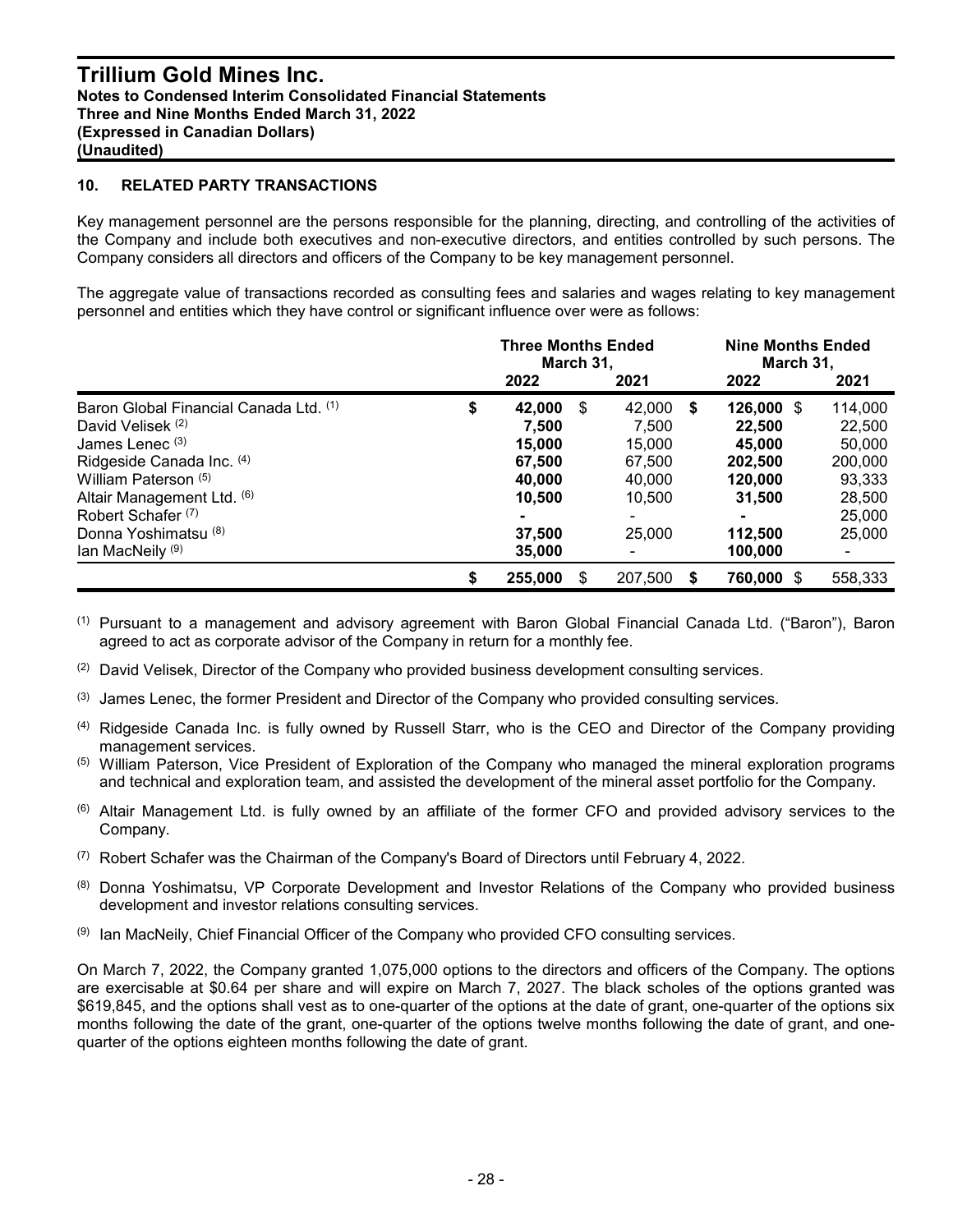## 10. RELATED PARTY TRANSACTIONS

Key management personnel are the persons responsible for the planning, directing, and controlling of the activities of the Company and include both executives and non-executive directors, and entities controlled by such persons. The Company considers all directors and officers of the Company to be key management personnel.

The aggregate value of transactions recorded as consulting fees and salaries and wages relating to key management personnel and entities which they have control or significant influence over were as follows:

| | Three Months Ended March 31, | | Nine Months Ended March 31, | |
|---|---|---|---|---|
| | 2022 | 2021 | 2022 | 2021 |
| Baron Global Financial Canada Ltd. [(1)] | $ **42,000** | $ 42,000 | $ **126,000** | $ 114,000 |
| David Velisek [(2)] | **7,500** | 7,500 | **22,500** | 22,500 |
| James Lenec [(3)] | **15,000** | 15,000 | **45,000** | 50,000 |
| Ridgeside Canada Inc. [(4)] | **67,500** | 67,500 | **202,500** | 200,000 |
| William Paterson [(5)] | **40,000** | 40,000 | **120,000** | 93,333 |
| Altair Management Ltd. [(6)] | **10,500** | 10,500 | **31,500** | 28,500 |
| Robert Schafer [(7)] | **-** | - | **-** | 25,000 |
| Donna Yoshimatsu [(8)] | **37,500** | 25,000 | **112,500** | 25,000 |
| Ian MacNeily [(9)] | **35,000** | - | **100,000** | - |
| | $ **255,000** | $ 207,500 | $ **760,000** | $ 558,333 |

(1) Pursuant to a management and advisory agreement with Baron Global Financial Canada Ltd. ("Baron"), Baron agreed to act as corporate advisor of the Company in return for a monthly fee.

(2) David Velisek, Director of the Company who provided business development consulting services.

(3) James Lenec, the former President and Director of the Company who provided consulting services.

(4) Ridgeside Canada Inc. is fully owned by Russell Starr, who is the CEO and Director of the Company providing management services.

(5) William Paterson, Vice President of Exploration of the Company who managed the mineral exploration programs and technical and exploration team, and assisted the development of the mineral asset portfolio for the Company.

(6) Altair Management Ltd. is fully owned by an affiliate of the former CFO and provided advisory services to the Company.

(7) Robert Schafer was the Chairman of the Company's Board of Directors until February 4, 2022.

(8) Donna Yoshimatsu, VP Corporate Development and Investor Relations of the Company who provided business development and investor relations consulting services.

(9) Ian MacNeily, Chief Financial Officer of the Company who provided CFO consulting services.

On March 7, 2022, the Company granted 1,075,000 options to the directors and officers of the Company. The options are exercisable at $0.64 per share and will expire on March 7, 2027. The black scholes of the options granted was $619,845, and the options shall vest as to one-quarter of the options at the date of grant, one-quarter of the options six months following the date of the grant, one-quarter of the options twelve months following the date of grant, and one-quarter of the options eighteen months following the date of grant.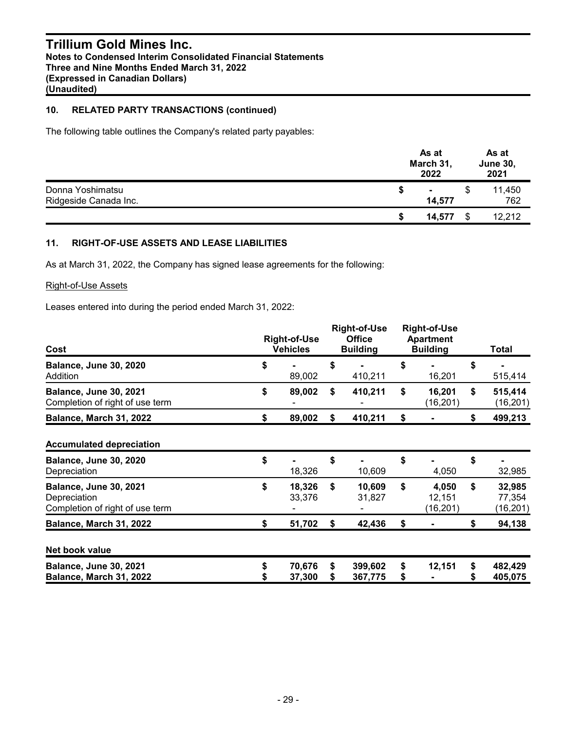## 10. RELATED PARTY TRANSACTIONS (continued)

The following table outlines the Company's related party payables:

| | As at March 31, 2022 | As at June 30, 2021 |
|---|---|---|
| Donna Yoshimatsu | $ - | $ 11,450 |
| Ridgeside Canada Inc. | 14,577 | 762 |
| | **$ 14,577** | $ 12,212 |

## 11. RIGHT-OF-USE ASSETS AND LEASE LIABILITIES

As at March 31, 2022, the Company has signed lease agreements for the following:

Right-of-Use Assets

Leases entered into during the period ended March 31, 2022:

| Cost | Right-of-Use Vehicles | Right-of-Use Office Building | Right-of-Use Apartment Building | Total |
|---|---|---|---|---|
| **Balance, June 30, 2020** | $ - | $ - | $ - | $ - |
| Addition | 89,002 | 410,211 | 16,201 | 515,414 |
| **Balance, June 30, 2021** | **$ 89,002** | **$ 410,211** | **$ 16,201** | **$ 515,414** |
| Completion of right of use term | - | - | (16,201) | (16,201) |
| **Balance, March 31, 2022** | **$ 89,002** | **$ 410,211** | **$ -** | **$ 499,213** |
| **Accumulated depreciation** | | | | |
| **Balance, June 30, 2020** | $ - | $ - | $ - | $ - |
| Depreciation | 18,326 | 10,609 | 4,050 | 32,985 |
| **Balance, June 30, 2021** | **$ 18,326** | **$ 10,609** | **$ 4,050** | **$ 32,985** |
| Depreciation | 33,376 | 31,827 | 12,151 | 77,354 |
| Completion of right of use term | - | - | (16,201) | (16,201) |
| **Balance, March 31, 2022** | **$ 51,702** | **$ 42,436** | **$ -** | **$ 94,138** |
| **Net book value** | | | | |
| **Balance, June 30, 2021** | **$ 70,676** | **$ 399,602** | **$ 12,151** | **$ 482,429** |
| **Balance, March 31, 2022** | **$ 37,300** | **$ 367,775** | **$ -** | **$ 405,075** |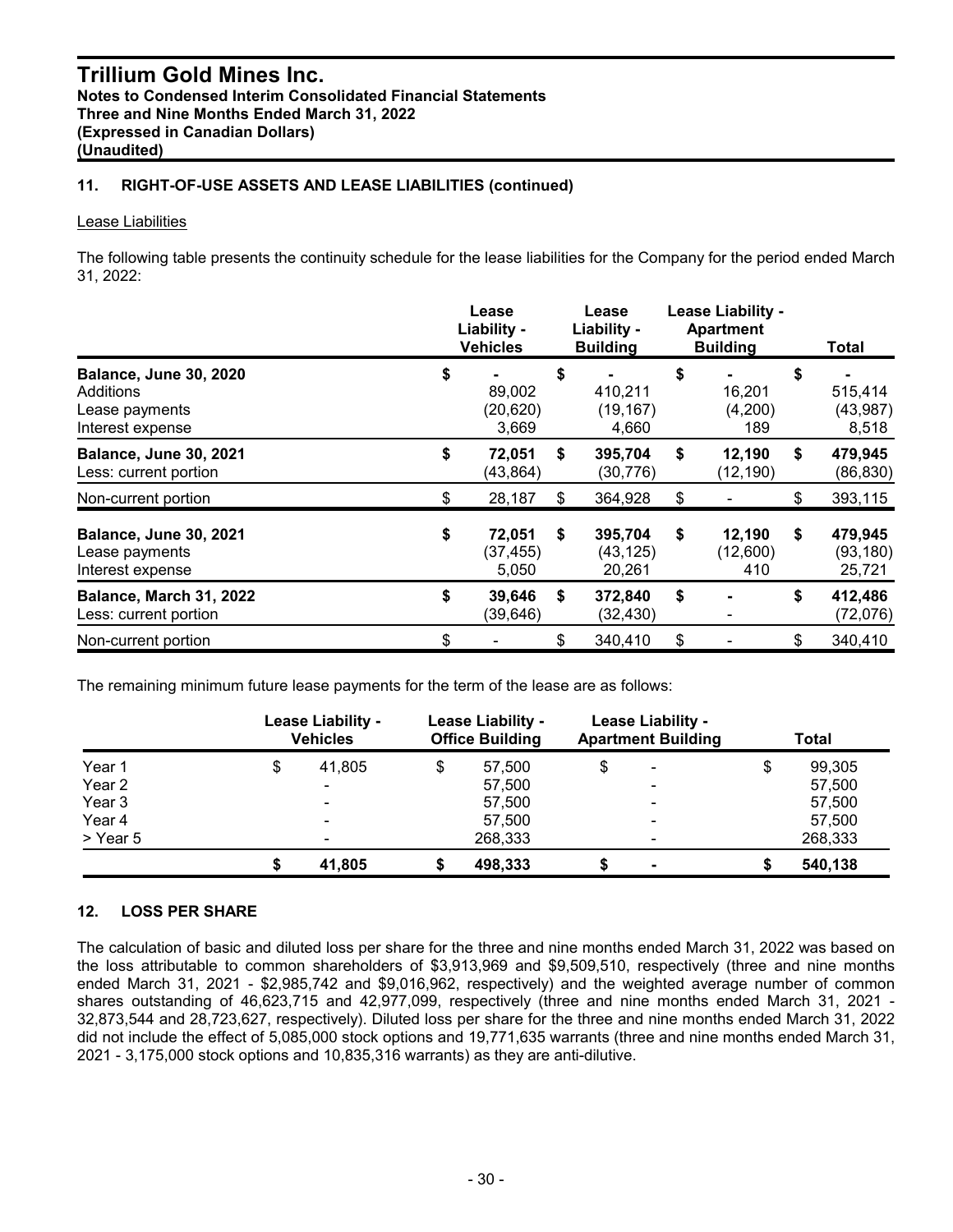## 11. RIGHT-OF-USE ASSETS AND LEASE LIABILITIES (continued)

Lease Liabilities

The following table presents the continuity schedule for the lease liabilities for the Company for the period ended March 31, 2022:

| | Lease Liability - Vehicles | Lease Liability - Building | Lease Liability - Apartment Building | Total |
|---|---|---|---|---|
| **Balance, June 30, 2020** | $ - | $ - | $ - | $ - |
| Additions | 89,002 | 410,211 | 16,201 | 515,414 |
| Lease payments | (20,620) | (19,167) | (4,200) | (43,987) |
| Interest expense | 3,669 | 4,660 | 189 | 8,518 |
| **Balance, June 30, 2021** | $ 72,051 | $ 395,704 | $ 12,190 | $ 479,945 |
| Less: current portion | (43,864) | (30,776) | (12,190) | (86,830) |
| Non-current portion | $ 28,187 | $ 364,928 | $ - | $ 393,115 |
| **Balance, June 30, 2021** | $ 72,051 | $ 395,704 | $ 12,190 | $ 479,945 |
| Lease payments | (37,455) | (43,125) | (12,600) | (93,180) |
| Interest expense | 5,050 | 20,261 | 410 | 25,721 |
| **Balance, March 31, 2022** | $ 39,646 | $ 372,840 | $ - | $ 412,486 |
| Less: current portion | (39,646) | (32,430) | - | (72,076) |
| Non-current portion | $ - | $ 340,410 | $ - | $ 340,410 |

The remaining minimum future lease payments for the term of the lease are as follows:

| | Lease Liability - Vehicles | Lease Liability - Office Building | Lease Liability - Apartment Building | Total |
|---|---|---|---|---|
| Year 1 | $ 41,805 | $ 57,500 | $ - | $ 99,305 |
| Year 2 | - | 57,500 | - | 57,500 |
| Year 3 | - | 57,500 | - | 57,500 |
| Year 4 | - | 57,500 | - | 57,500 |
| > Year 5 | - | 268,333 | - | 268,333 |
| | **$ 41,805** | **$ 498,333** | **$ -** | **$ 540,138** |

## 12. LOSS PER SHARE

The calculation of basic and diluted loss per share for the three and nine months ended March 31, 2022 was based on the loss attributable to common shareholders of $3,913,969 and $9,509,510, respectively (three and nine months ended March 31, 2021 - $2,985,742 and $9,016,962, respectively) and the weighted average number of common shares outstanding of 46,623,715 and 42,977,099, respectively (three and nine months ended March 31, 2021 - 32,873,544 and 28,723,627, respectively). Diluted loss per share for the three and nine months ended March 31, 2022 did not include the effect of 5,085,000 stock options and 19,771,635 warrants (three and nine months ended March 31, 2021 - 3,175,000 stock options and 10,835,316 warrants) as they are anti-dilutive.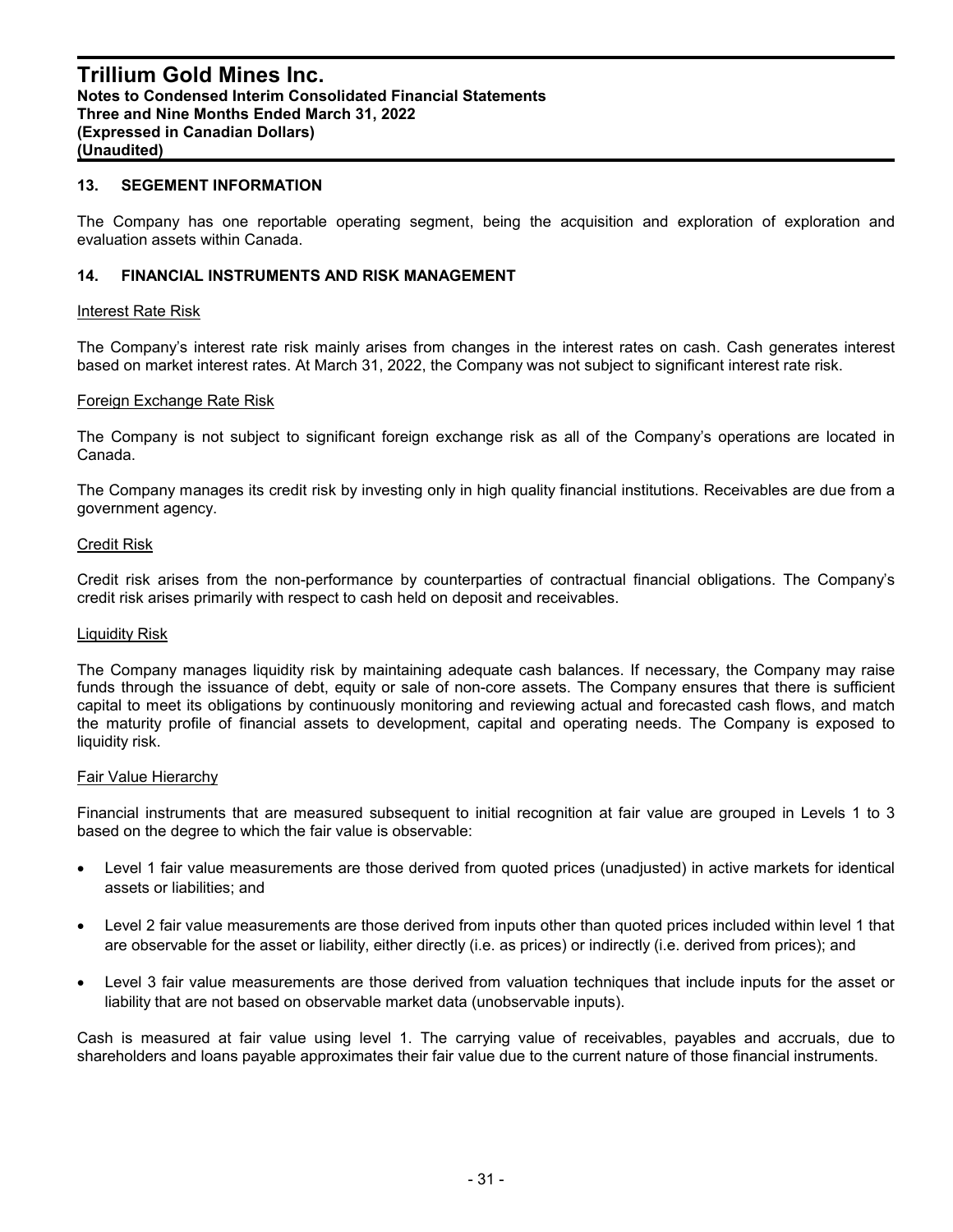## 13. SEGEMENT INFORMATION

The Company has one reportable operating segment, being the acquisition and exploration of exploration and evaluation assets within Canada.

## 14. FINANCIAL INSTRUMENTS AND RISK MANAGEMENT

Interest Rate Risk

The Company's interest rate risk mainly arises from changes in the interest rates on cash. Cash generates interest based on market interest rates. At March 31, 2022, the Company was not subject to significant interest rate risk.

Foreign Exchange Rate Risk

The Company is not subject to significant foreign exchange risk as all of the Company's operations are located in Canada.

The Company manages its credit risk by investing only in high quality financial institutions. Receivables are due from a government agency.

Credit Risk

Credit risk arises from the non-performance by counterparties of contractual financial obligations. The Company's credit risk arises primarily with respect to cash held on deposit and receivables.

Liquidity Risk

The Company manages liquidity risk by maintaining adequate cash balances. If necessary, the Company may raise funds through the issuance of debt, equity or sale of non-core assets. The Company ensures that there is sufficient capital to meet its obligations by continuously monitoring and reviewing actual and forecasted cash flows, and match the maturity profile of financial assets to development, capital and operating needs. The Company is exposed to liquidity risk.

Fair Value Hierarchy

Financial instruments that are measured subsequent to initial recognition at fair value are grouped in Levels 1 to 3 based on the degree to which the fair value is observable:

- Level 1 fair value measurements are those derived from quoted prices (unadjusted) in active markets for identical assets or liabilities; and
- Level 2 fair value measurements are those derived from inputs other than quoted prices included within level 1 that are observable for the asset or liability, either directly (i.e. as prices) or indirectly (i.e. derived from prices); and
- Level 3 fair value measurements are those derived from valuation techniques that include inputs for the asset or liability that are not based on observable market data (unobservable inputs).

Cash is measured at fair value using level 1. The carrying value of receivables, payables and accruals, due to shareholders and loans payable approximates their fair value due to the current nature of those financial instruments.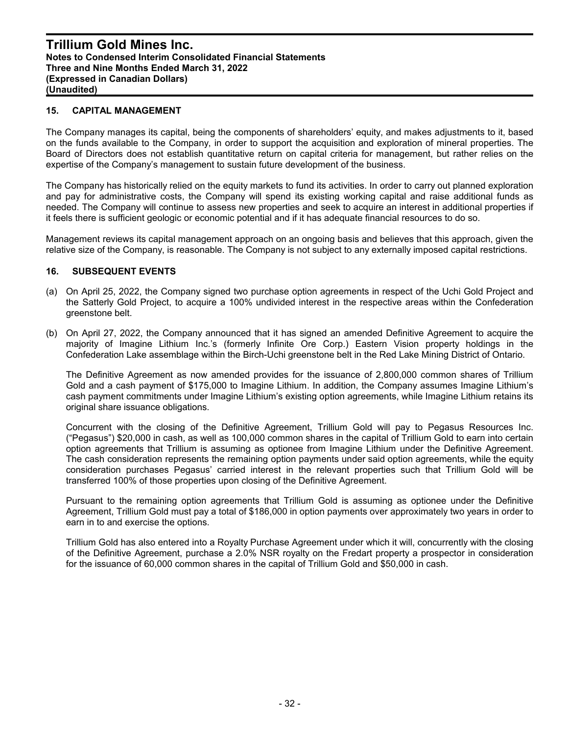## 15. CAPITAL MANAGEMENT

The Company manages its capital, being the components of shareholders' equity, and makes adjustments to it, based on the funds available to the Company, in order to support the acquisition and exploration of mineral properties. The Board of Directors does not establish quantitative return on capital criteria for management, but rather relies on the expertise of the Company's management to sustain future development of the business.

The Company has historically relied on the equity markets to fund its activities. In order to carry out planned exploration and pay for administrative costs, the Company will spend its existing working capital and raise additional funds as needed. The Company will continue to assess new properties and seek to acquire an interest in additional properties if it feels there is sufficient geologic or economic potential and if it has adequate financial resources to do so.

Management reviews its capital management approach on an ongoing basis and believes that this approach, given the relative size of the Company, is reasonable. The Company is not subject to any externally imposed capital restrictions.

## 16. SUBSEQUENT EVENTS

(a) On April 25, 2022, the Company signed two purchase option agreements in respect of the Uchi Gold Project and the Satterly Gold Project, to acquire a 100% undivided interest in the respective areas within the Confederation greenstone belt.

(b) On April 27, 2022, the Company announced that it has signed an amended Definitive Agreement to acquire the majority of Imagine Lithium Inc.'s (formerly Infinite Ore Corp.) Eastern Vision property holdings in the Confederation Lake assemblage within the Birch-Uchi greenstone belt in the Red Lake Mining District of Ontario.

The Definitive Agreement as now amended provides for the issuance of 2,800,000 common shares of Trillium Gold and a cash payment of $175,000 to Imagine Lithium. In addition, the Company assumes Imagine Lithium's cash payment commitments under Imagine Lithium's existing option agreements, while Imagine Lithium retains its original share issuance obligations.

Concurrent with the closing of the Definitive Agreement, Trillium Gold will pay to Pegasus Resources Inc. ("Pegasus") $20,000 in cash, as well as 100,000 common shares in the capital of Trillium Gold to earn into certain option agreements that Trillium is assuming as optionee from Imagine Lithium under the Definitive Agreement. The cash consideration represents the remaining option payments under said option agreements, while the equity consideration purchases Pegasus' carried interest in the relevant properties such that Trillium Gold will be transferred 100% of those properties upon closing of the Definitive Agreement.

Pursuant to the remaining option agreements that Trillium Gold is assuming as optionee under the Definitive Agreement, Trillium Gold must pay a total of $186,000 in option payments over approximately two years in order to earn in to and exercise the options.

Trillium Gold has also entered into a Royalty Purchase Agreement under which it will, concurrently with the closing of the Definitive Agreement, purchase a 2.0% NSR royalty on the Fredart property a prospector in consideration for the issuance of 60,000 common shares in the capital of Trillium Gold and $50,000 in cash.